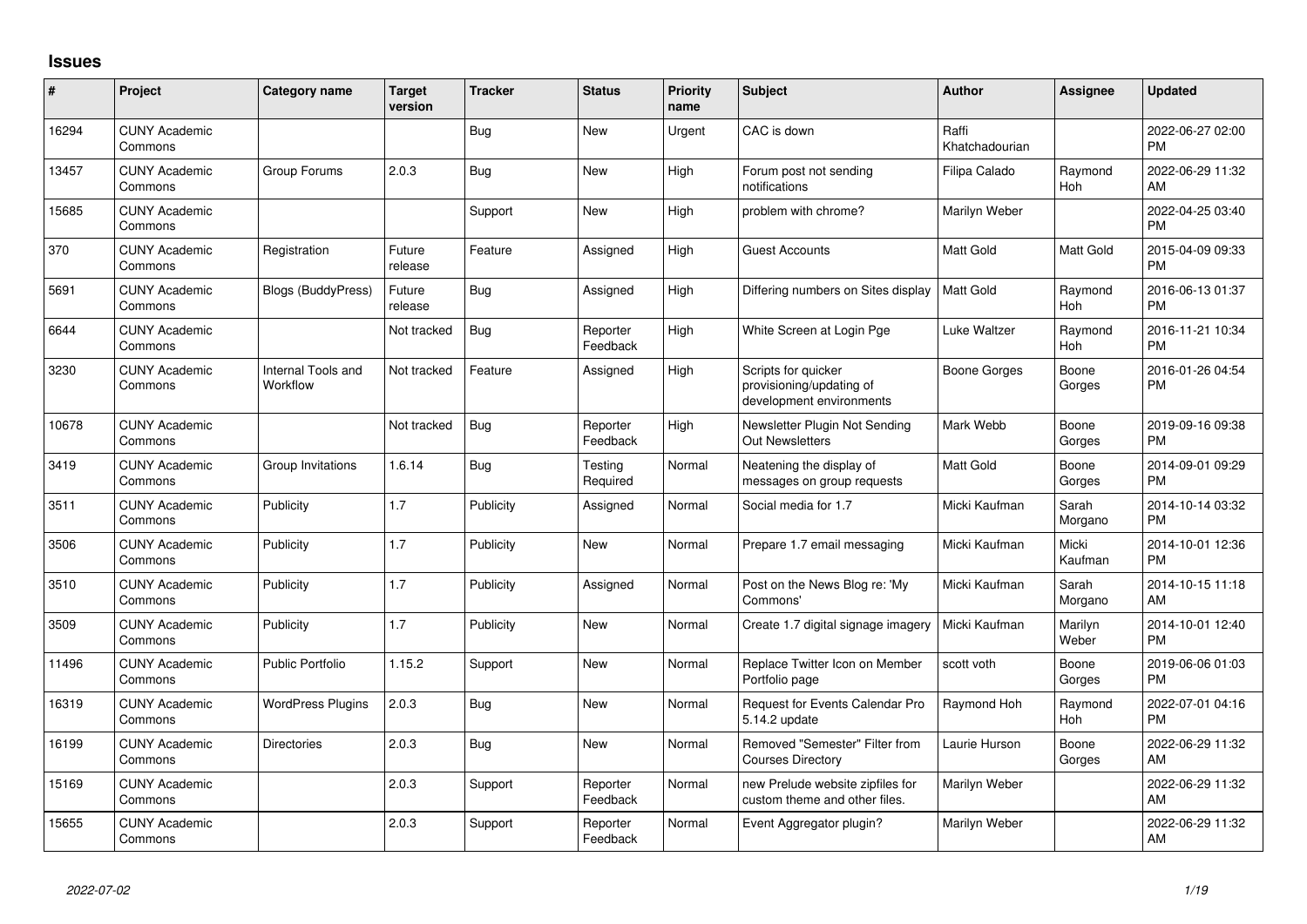# Issues

| # | Project | Category name | Target version | Tracker | Status | Priority name | Subject | Author | Assignee | Updated |
|---|---|---|---|---|---|---|---|---|---|---|
| 16294 | CUNY Academic Commons | | | Bug | New | Urgent | CAC is down | Raffi Khatchadourian | | 2022-06-27 02:00 PM |
| 13457 | CUNY Academic Commons | Group Forums | 2.0.3 | Bug | New | High | Forum post not sending notifications | Filipa Calado | Raymond Hoh | 2022-06-29 11:32 AM |
| 15685 | CUNY Academic Commons | | | Support | New | High | problem with chrome? | Marilyn Weber | | 2022-04-25 03:40 PM |
| 370 | CUNY Academic Commons | Registration | Future release | Feature | Assigned | High | Guest Accounts | Matt Gold | Matt Gold | 2015-04-09 09:33 PM |
| 5691 | CUNY Academic Commons | Blogs (BuddyPress) | Future release | Bug | Assigned | High | Differing numbers on Sites display | Matt Gold | Raymond Hoh | 2016-06-13 01:37 PM |
| 6644 | CUNY Academic Commons | | Not tracked | Bug | Reporter Feedback | High | White Screen at Login Pge | Luke Waltzer | Raymond Hoh | 2016-11-21 10:34 PM |
| 3230 | CUNY Academic Commons | Internal Tools and Workflow | Not tracked | Feature | Assigned | High | Scripts for quicker provisioning/updating of development environments | Boone Gorges | Boone Gorges | 2016-01-26 04:54 PM |
| 10678 | CUNY Academic Commons | | Not tracked | Bug | Reporter Feedback | High | Newsletter Plugin Not Sending Out Newsletters | Mark Webb | Boone Gorges | 2019-09-16 09:38 PM |
| 3419 | CUNY Academic Commons | Group Invitations | 1.6.14 | Bug | Testing Required | Normal | Neatening the display of messages on group requests | Matt Gold | Boone Gorges | 2014-09-01 09:29 PM |
| 3511 | CUNY Academic Commons | Publicity | 1.7 | Publicity | Assigned | Normal | Social media for 1.7 | Micki Kaufman | Sarah Morgano | 2014-10-14 03:32 PM |
| 3506 | CUNY Academic Commons | Publicity | 1.7 | Publicity | New | Normal | Prepare 1.7 email messaging | Micki Kaufman | Micki Kaufman | 2014-10-01 12:36 PM |
| 3510 | CUNY Academic Commons | Publicity | 1.7 | Publicity | Assigned | Normal | Post on the News Blog re: 'My Commons' | Micki Kaufman | Sarah Morgano | 2014-10-15 11:18 AM |
| 3509 | CUNY Academic Commons | Publicity | 1.7 | Publicity | New | Normal | Create 1.7 digital signage imagery | Micki Kaufman | Marilyn Weber | 2014-10-01 12:40 PM |
| 11496 | CUNY Academic Commons | Public Portfolio | 1.15.2 | Support | New | Normal | Replace Twitter Icon on Member Portfolio page | scott voth | Boone Gorges | 2019-06-06 01:03 PM |
| 16319 | CUNY Academic Commons | WordPress Plugins | 2.0.3 | Bug | New | Normal | Request for Events Calendar Pro 5.14.2 update | Raymond Hoh | Raymond Hoh | 2022-07-01 04:16 PM |
| 16199 | CUNY Academic Commons | Directories | 2.0.3 | Bug | New | Normal | Removed "Semester" Filter from Courses Directory | Laurie Hurson | Boone Gorges | 2022-06-29 11:32 AM |
| 15169 | CUNY Academic Commons | | 2.0.3 | Support | Reporter Feedback | Normal | new Prelude website zipfiles for custom theme and other files. | Marilyn Weber | | 2022-06-29 11:32 AM |
| 15655 | CUNY Academic Commons | | 2.0.3 | Support | Reporter Feedback | Normal | Event Aggregator plugin? | Marilyn Weber | | 2022-06-29 11:32 AM |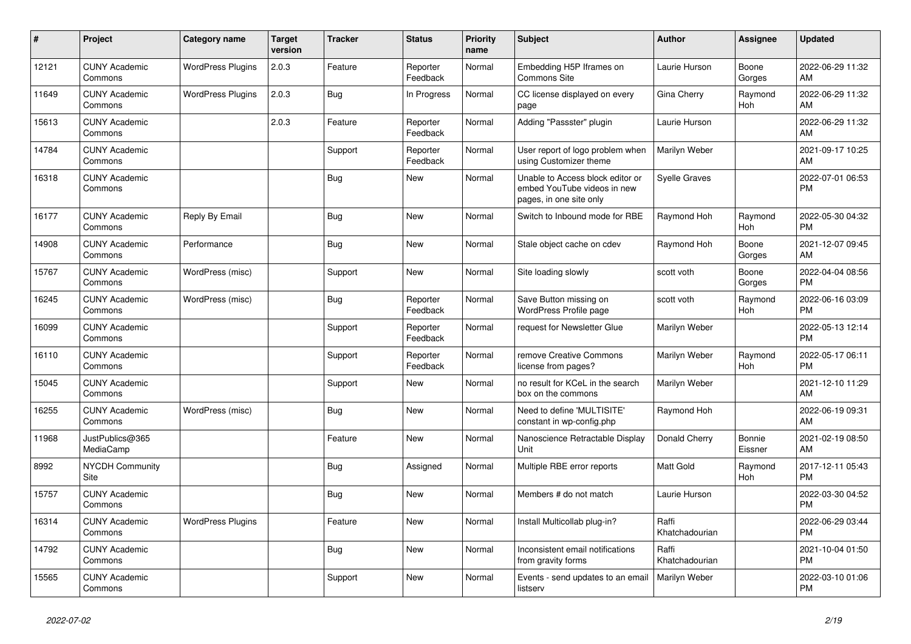| # | Project | Category name | Target version | Tracker | Status | Priority name | Subject | Author | Assignee | Updated |
|---|---|---|---|---|---|---|---|---|---|---|
| 12121 | CUNY Academic Commons | WordPress Plugins | 2.0.3 | Feature | Reporter Feedback | Normal | Embedding H5P Iframes on Commons Site | Laurie Hurson | Boone Gorges | 2022-06-29 11:32 AM |
| 11649 | CUNY Academic Commons | WordPress Plugins | 2.0.3 | Bug | In Progress | Normal | CC license displayed on every page | Gina Cherry | Raymond Hoh | 2022-06-29 11:32 AM |
| 15613 | CUNY Academic Commons | | 2.0.3 | Feature | Reporter Feedback | Normal | Adding "Passster" plugin | Laurie Hurson | | 2022-06-29 11:32 AM |
| 14784 | CUNY Academic Commons | | | Support | Reporter Feedback | Normal | User report of logo problem when using Customizer theme | Marilyn Weber | | 2021-09-17 10:25 AM |
| 16318 | CUNY Academic Commons | | | Bug | New | Normal | Unable to Access block editor or embed YouTube videos in new pages, in one site only | Syelle Graves | | 2022-07-01 06:53 PM |
| 16177 | CUNY Academic Commons | Reply By Email | | Bug | New | Normal | Switch to Inbound mode for RBE | Raymond Hoh | Raymond Hoh | 2022-05-30 04:32 PM |
| 14908 | CUNY Academic Commons | Performance | | Bug | New | Normal | Stale object cache on cdev | Raymond Hoh | Boone Gorges | 2021-12-07 09:45 AM |
| 15767 | CUNY Academic Commons | WordPress (misc) | | Support | New | Normal | Site loading slowly | scott voth | Boone Gorges | 2022-04-04 08:56 PM |
| 16245 | CUNY Academic Commons | WordPress (misc) | | Bug | Reporter Feedback | Normal | Save Button missing on WordPress Profile page | scott voth | Raymond Hoh | 2022-06-16 03:09 PM |
| 16099 | CUNY Academic Commons | | | Support | Reporter Feedback | Normal | request for Newsletter Glue | Marilyn Weber | | 2022-05-13 12:14 PM |
| 16110 | CUNY Academic Commons | | | Support | Reporter Feedback | Normal | remove Creative Commons license from pages? | Marilyn Weber | Raymond Hoh | 2022-05-17 06:11 PM |
| 15045 | CUNY Academic Commons | | | Support | New | Normal | no result for KCeL in the search box on the commons | Marilyn Weber | | 2021-12-10 11:29 AM |
| 16255 | CUNY Academic Commons | WordPress (misc) | | Bug | New | Normal | Need to define 'MULTISITE' constant in wp-config.php | Raymond Hoh | | 2022-06-19 09:31 AM |
| 11968 | JustPublics@365 MediaCamp | | | Feature | New | Normal | Nanoscience Retractable Display Unit | Donald Cherry | Bonnie Eissner | 2021-02-19 08:50 AM |
| 8992 | NYCDH Community Site | | | Bug | Assigned | Normal | Multiple RBE error reports | Matt Gold | Raymond Hoh | 2017-12-11 05:43 PM |
| 15757 | CUNY Academic Commons | | | Bug | New | Normal | Members # do not match | Laurie Hurson | | 2022-03-30 04:52 PM |
| 16314 | CUNY Academic Commons | WordPress Plugins | | Feature | New | Normal | Install Multicollab plug-in? | Raffi Khatchadourian | | 2022-06-29 03:44 PM |
| 14792 | CUNY Academic Commons | | | Bug | New | Normal | Inconsistent email notifications from gravity forms | Raffi Khatchadourian | | 2021-10-04 01:50 PM |
| 15565 | CUNY Academic Commons | | | Support | New | Normal | Events - send updates to an email listserv | Marilyn Weber | | 2022-03-10 01:06 PM |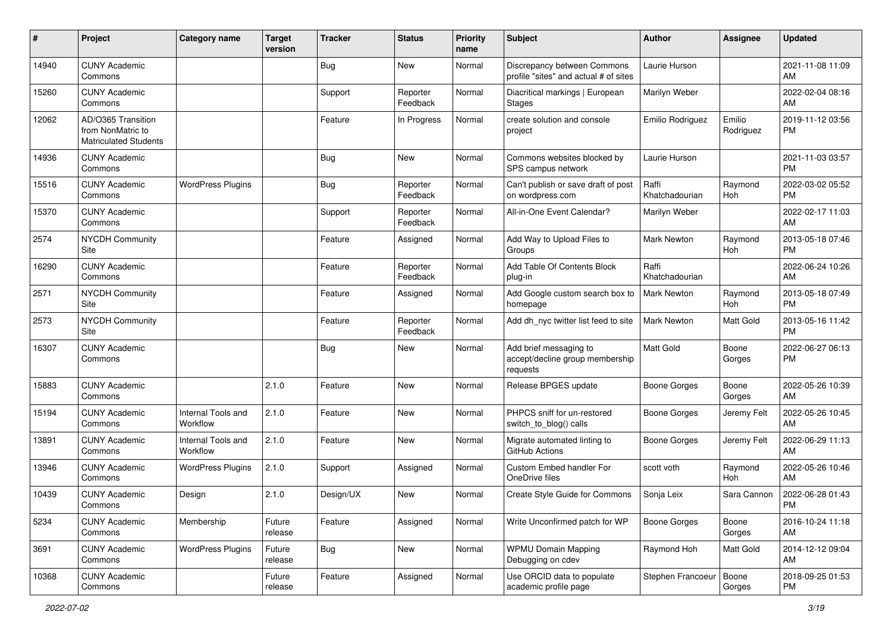| # | Project | Category name | Target version | Tracker | Status | Priority name | Subject | Author | Assignee | Updated |
|---|---|---|---|---|---|---|---|---|---|---|
| 14940 | CUNY Academic Commons | | | Bug | New | Normal | Discrepancy between Commons profile "sites" and actual # of sites | Laurie Hurson | | 2021-11-08 11:09 AM |
| 15260 | CUNY Academic Commons | | | Support | Reporter Feedback | Normal | Diacritical markings \| European Stages | Marilyn Weber | | 2022-02-04 08:16 AM |
| 12062 | AD/O365 Transition from NonMatric to Matriculated Students | | | Feature | In Progress | Normal | create solution and console project | Emilio Rodriguez | Emilio Rodriguez | 2019-11-12 03:56 PM |
| 14936 | CUNY Academic Commons | | | Bug | New | Normal | Commons websites blocked by SPS campus network | Laurie Hurson | | 2021-11-03 03:57 PM |
| 15516 | CUNY Academic Commons | WordPress Plugins | | Bug | Reporter Feedback | Normal | Can't publish or save draft of post on wordpress.com | Raffi Khatchadourian | Raymond Hoh | 2022-03-02 05:52 PM |
| 15370 | CUNY Academic Commons | | | Support | Reporter Feedback | Normal | All-in-One Event Calendar? | Marilyn Weber | | 2022-02-17 11:03 AM |
| 2574 | NYCDH Community Site | | | Feature | Assigned | Normal | Add Way to Upload Files to Groups | Mark Newton | Raymond Hoh | 2013-05-18 07:46 PM |
| 16290 | CUNY Academic Commons | | | Feature | Reporter Feedback | Normal | Add Table Of Contents Block plug-in | Raffi Khatchadourian | | 2022-06-24 10:26 AM |
| 2571 | NYCDH Community Site | | | Feature | Assigned | Normal | Add Google custom search box to homepage | Mark Newton | Raymond Hoh | 2013-05-18 07:49 PM |
| 2573 | NYCDH Community Site | | | Feature | Reporter Feedback | Normal | Add dh_nyc twitter list feed to site | Mark Newton | Matt Gold | 2013-05-16 11:42 PM |
| 16307 | CUNY Academic Commons | | | Bug | New | Normal | Add brief messaging to accept/decline group membership requests | Matt Gold | Boone Gorges | 2022-06-27 06:13 PM |
| 15883 | CUNY Academic Commons | | 2.1.0 | Feature | New | Normal | Release BPGES update | Boone Gorges | Boone Gorges | 2022-05-26 10:39 AM |
| 15194 | CUNY Academic Commons | Internal Tools and Workflow | 2.1.0 | Feature | New | Normal | PHPCS sniff for un-restored switch_to_blog() calls | Boone Gorges | Jeremy Felt | 2022-05-26 10:45 AM |
| 13891 | CUNY Academic Commons | Internal Tools and Workflow | 2.1.0 | Feature | New | Normal | Migrate automated linting to GitHub Actions | Boone Gorges | Jeremy Felt | 2022-06-29 11:13 AM |
| 13946 | CUNY Academic Commons | WordPress Plugins | 2.1.0 | Support | Assigned | Normal | Custom Embed handler For OneDrive files | scott voth | Raymond Hoh | 2022-05-26 10:46 AM |
| 10439 | CUNY Academic Commons | Design | 2.1.0 | Design/UX | New | Normal | Create Style Guide for Commons | Sonja Leix | Sara Cannon | 2022-06-28 01:43 PM |
| 5234 | CUNY Academic Commons | Membership | Future release | Feature | Assigned | Normal | Write Unconfirmed patch for WP | Boone Gorges | Boone Gorges | 2016-10-24 11:18 AM |
| 3691 | CUNY Academic Commons | WordPress Plugins | Future release | Bug | New | Normal | WPMU Domain Mapping Debugging on cdev | Raymond Hoh | Matt Gold | 2014-12-12 09:04 AM |
| 10368 | CUNY Academic Commons | | Future release | Feature | Assigned | Normal | Use ORCID data to populate academic profile page | Stephen Francoeur | Boone Gorges | 2018-09-25 01:53 PM |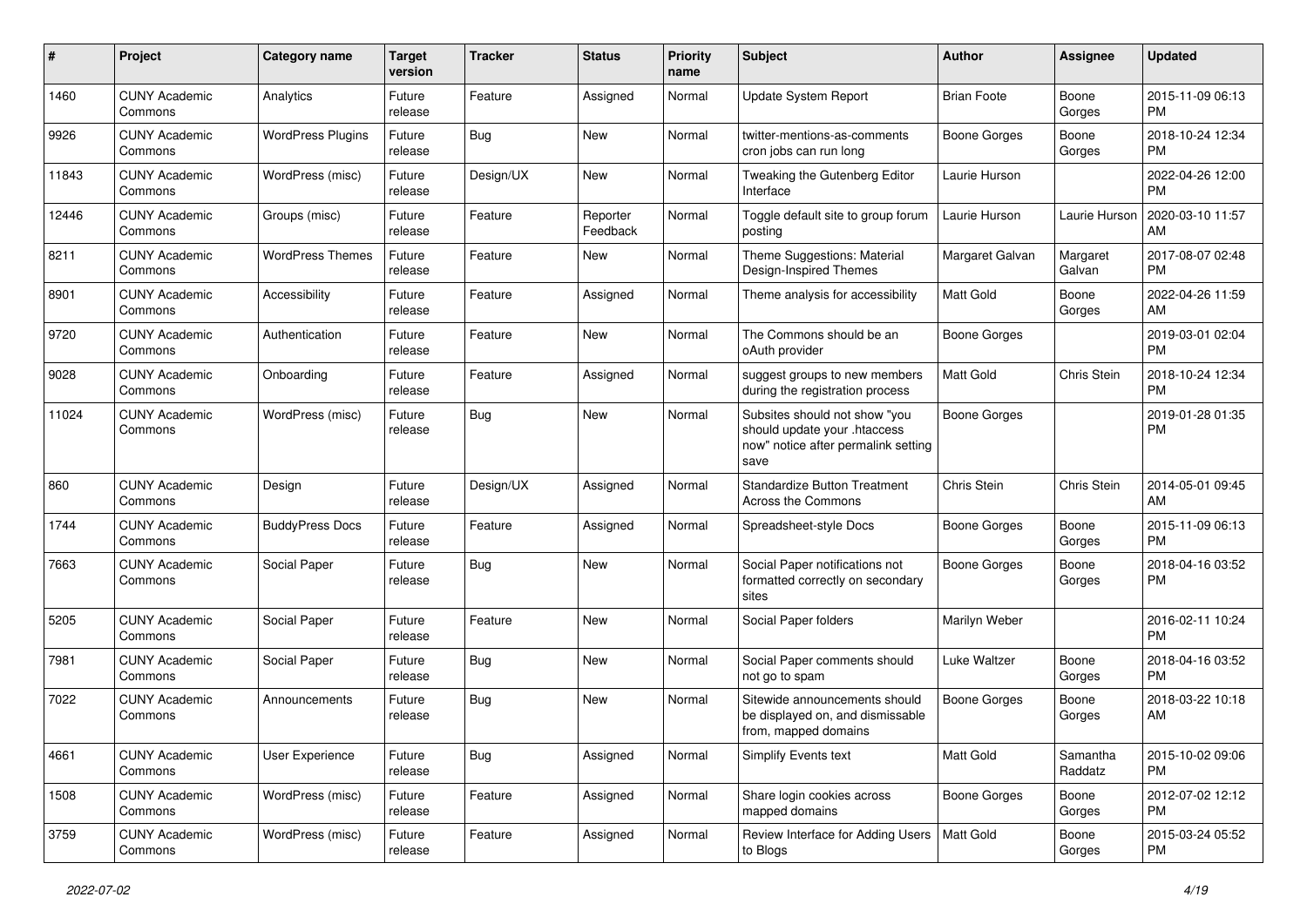| # | Project | Category name | Target version | Tracker | Status | Priority name | Subject | Author | Assignee | Updated |
|---|---|---|---|---|---|---|---|---|---|---|
| 1460 | CUNY Academic Commons | Analytics | Future release | Feature | Assigned | Normal | Update System Report | Brian Foote | Boone Gorges | 2015-11-09 06:13 PM |
| 9926 | CUNY Academic Commons | WordPress Plugins | Future release | Bug | New | Normal | twitter-mentions-as-comments cron jobs can run long | Boone Gorges | Boone Gorges | 2018-10-24 12:34 PM |
| 11843 | CUNY Academic Commons | WordPress (misc) | Future release | Design/UX | New | Normal | Tweaking the Gutenberg Editor Interface | Laurie Hurson | | 2022-04-26 12:00 PM |
| 12446 | CUNY Academic Commons | Groups (misc) | Future release | Feature | Reporter Feedback | Normal | Toggle default site to group forum posting | Laurie Hurson | Laurie Hurson | 2020-03-10 11:57 AM |
| 8211 | CUNY Academic Commons | WordPress Themes | Future release | Feature | New | Normal | Theme Suggestions: Material Design-Inspired Themes | Margaret Galvan | Margaret Galvan | 2017-08-07 02:48 PM |
| 8901 | CUNY Academic Commons | Accessibility | Future release | Feature | Assigned | Normal | Theme analysis for accessibility | Matt Gold | Boone Gorges | 2022-04-26 11:59 AM |
| 9720 | CUNY Academic Commons | Authentication | Future release | Feature | New | Normal | The Commons should be an oAuth provider | Boone Gorges | | 2019-03-01 02:04 PM |
| 9028 | CUNY Academic Commons | Onboarding | Future release | Feature | Assigned | Normal | suggest groups to new members during the registration process | Matt Gold | Chris Stein | 2018-10-24 12:34 PM |
| 11024 | CUNY Academic Commons | WordPress (misc) | Future release | Bug | New | Normal | Subsites should not show "you should update your .htaccess now" notice after permalink setting save | Boone Gorges | | 2019-01-28 01:35 PM |
| 860 | CUNY Academic Commons | Design | Future release | Design/UX | Assigned | Normal | Standardize Button Treatment Across the Commons | Chris Stein | Chris Stein | 2014-05-01 09:45 AM |
| 1744 | CUNY Academic Commons | BuddyPress Docs | Future release | Feature | Assigned | Normal | Spreadsheet-style Docs | Boone Gorges | Boone Gorges | 2015-11-09 06:13 PM |
| 7663 | CUNY Academic Commons | Social Paper | Future release | Bug | New | Normal | Social Paper notifications not formatted correctly on secondary sites | Boone Gorges | Boone Gorges | 2018-04-16 03:52 PM |
| 5205 | CUNY Academic Commons | Social Paper | Future release | Feature | New | Normal | Social Paper folders | Marilyn Weber | | 2016-02-11 10:24 PM |
| 7981 | CUNY Academic Commons | Social Paper | Future release | Bug | New | Normal | Social Paper comments should not go to spam | Luke Waltzer | Boone Gorges | 2018-04-16 03:52 PM |
| 7022 | CUNY Academic Commons | Announcements | Future release | Bug | New | Normal | Sitewide announcements should be displayed on, and dismissable from, mapped domains | Boone Gorges | Boone Gorges | 2018-03-22 10:18 AM |
| 4661 | CUNY Academic Commons | User Experience | Future release | Bug | Assigned | Normal | Simplify Events text | Matt Gold | Samantha Raddatz | 2015-10-02 09:06 PM |
| 1508 | CUNY Academic Commons | WordPress (misc) | Future release | Feature | Assigned | Normal | Share login cookies across mapped domains | Boone Gorges | Boone Gorges | 2012-07-02 12:12 PM |
| 3759 | CUNY Academic Commons | WordPress (misc) | Future release | Feature | Assigned | Normal | Review Interface for Adding Users to Blogs | Matt Gold | Boone Gorges | 2015-03-24 05:52 PM |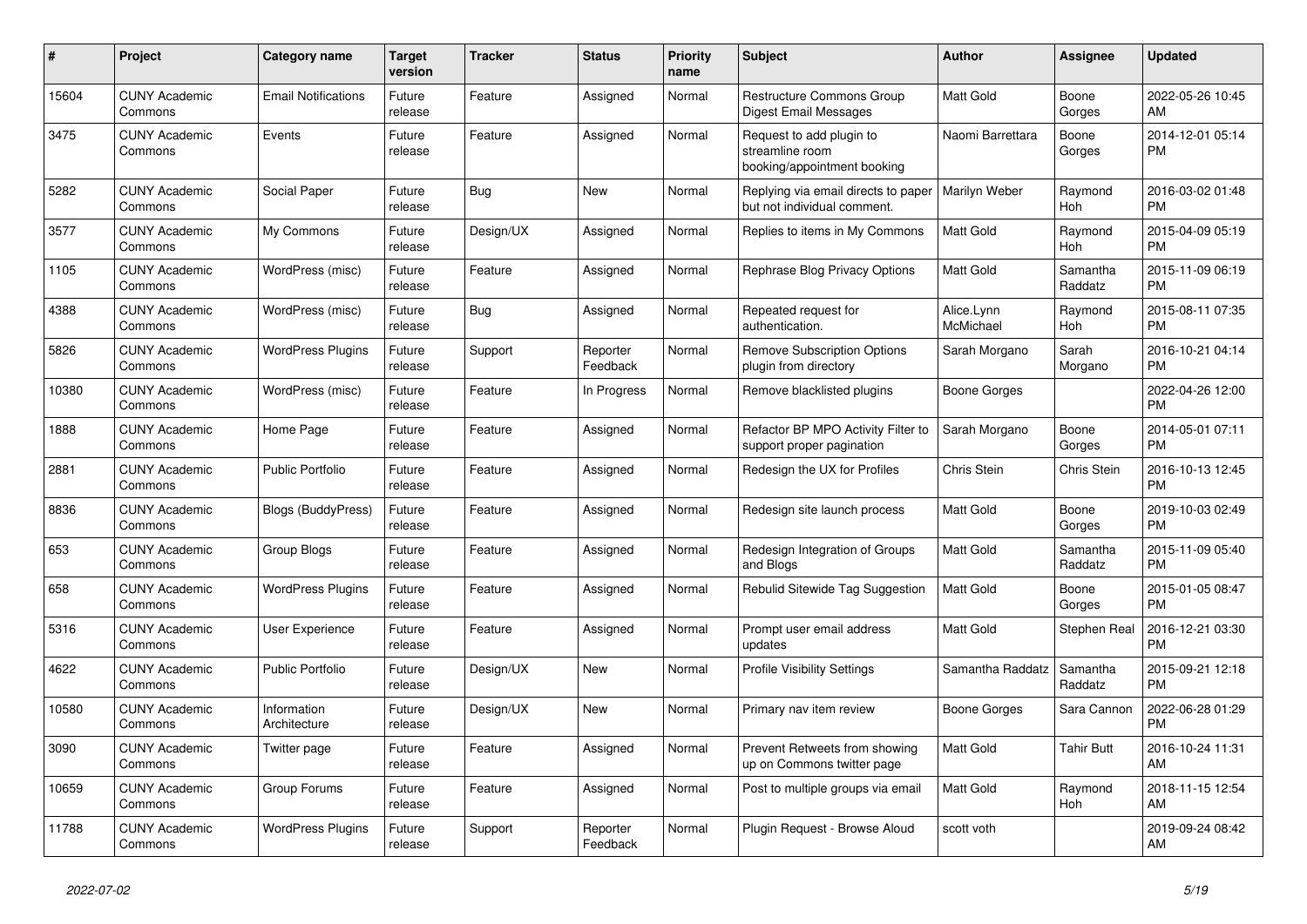| # | Project | Category name | Target version | Tracker | Status | Priority name | Subject | Author | Assignee | Updated |
|---|---|---|---|---|---|---|---|---|---|---|
| 15604 | CUNY Academic Commons | Email Notifications | Future release | Feature | Assigned | Normal | Restructure Commons Group Digest Email Messages | Matt Gold | Boone Gorges | 2022-05-26 10:45 AM |
| 3475 | CUNY Academic Commons | Events | Future release | Feature | Assigned | Normal | Request to add plugin to streamline room booking/appointment booking | Naomi Barrettara | Boone Gorges | 2014-12-01 05:14 PM |
| 5282 | CUNY Academic Commons | Social Paper | Future release | Bug | New | Normal | Replying via email directs to paper but not individual comment. | Marilyn Weber | Raymond Hoh | 2016-03-02 01:48 PM |
| 3577 | CUNY Academic Commons | My Commons | Future release | Design/UX | Assigned | Normal | Replies to items in My Commons | Matt Gold | Raymond Hoh | 2015-04-09 05:19 PM |
| 1105 | CUNY Academic Commons | WordPress (misc) | Future release | Feature | Assigned | Normal | Rephrase Blog Privacy Options | Matt Gold | Samantha Raddatz | 2015-11-09 06:19 PM |
| 4388 | CUNY Academic Commons | WordPress (misc) | Future release | Bug | Assigned | Normal | Repeated request for authentication. | Alice.Lynn McMichael | Raymond Hoh | 2015-08-11 07:35 PM |
| 5826 | CUNY Academic Commons | WordPress Plugins | Future release | Support | Reporter Feedback | Normal | Remove Subscription Options plugin from directory | Sarah Morgano | Sarah Morgano | 2016-10-21 04:14 PM |
| 10380 | CUNY Academic Commons | WordPress (misc) | Future release | Feature | In Progress | Normal | Remove blacklisted plugins | Boone Gorges | | 2022-04-26 12:00 PM |
| 1888 | CUNY Academic Commons | Home Page | Future release | Feature | Assigned | Normal | Refactor BP MPO Activity Filter to support proper pagination | Sarah Morgano | Boone Gorges | 2014-05-01 07:11 PM |
| 2881 | CUNY Academic Commons | Public Portfolio | Future release | Feature | Assigned | Normal | Redesign the UX for Profiles | Chris Stein | Chris Stein | 2016-10-13 12:45 PM |
| 8836 | CUNY Academic Commons | Blogs (BuddyPress) | Future release | Feature | Assigned | Normal | Redesign site launch process | Matt Gold | Boone Gorges | 2019-10-03 02:49 PM |
| 653 | CUNY Academic Commons | Group Blogs | Future release | Feature | Assigned | Normal | Redesign Integration of Groups and Blogs | Matt Gold | Samantha Raddatz | 2015-11-09 05:40 PM |
| 658 | CUNY Academic Commons | WordPress Plugins | Future release | Feature | Assigned | Normal | Rebulid Sitewide Tag Suggestion | Matt Gold | Boone Gorges | 2015-01-05 08:47 PM |
| 5316 | CUNY Academic Commons | User Experience | Future release | Feature | Assigned | Normal | Prompt user email address updates | Matt Gold | Stephen Real | 2016-12-21 03:30 PM |
| 4622 | CUNY Academic Commons | Public Portfolio | Future release | Design/UX | New | Normal | Profile Visibility Settings | Samantha Raddatz | Samantha Raddatz | 2015-09-21 12:18 PM |
| 10580 | CUNY Academic Commons | Information Architecture | Future release | Design/UX | New | Normal | Primary nav item review | Boone Gorges | Sara Cannon | 2022-06-28 01:29 PM |
| 3090 | CUNY Academic Commons | Twitter page | Future release | Feature | Assigned | Normal | Prevent Retweets from showing up on Commons twitter page | Matt Gold | Tahir Butt | 2016-10-24 11:31 AM |
| 10659 | CUNY Academic Commons | Group Forums | Future release | Feature | Assigned | Normal | Post to multiple groups via email | Matt Gold | Raymond Hoh | 2018-11-15 12:54 AM |
| 11788 | CUNY Academic Commons | WordPress Plugins | Future release | Support | Reporter Feedback | Normal | Plugin Request - Browse Aloud | scott voth | | 2019-09-24 08:42 AM |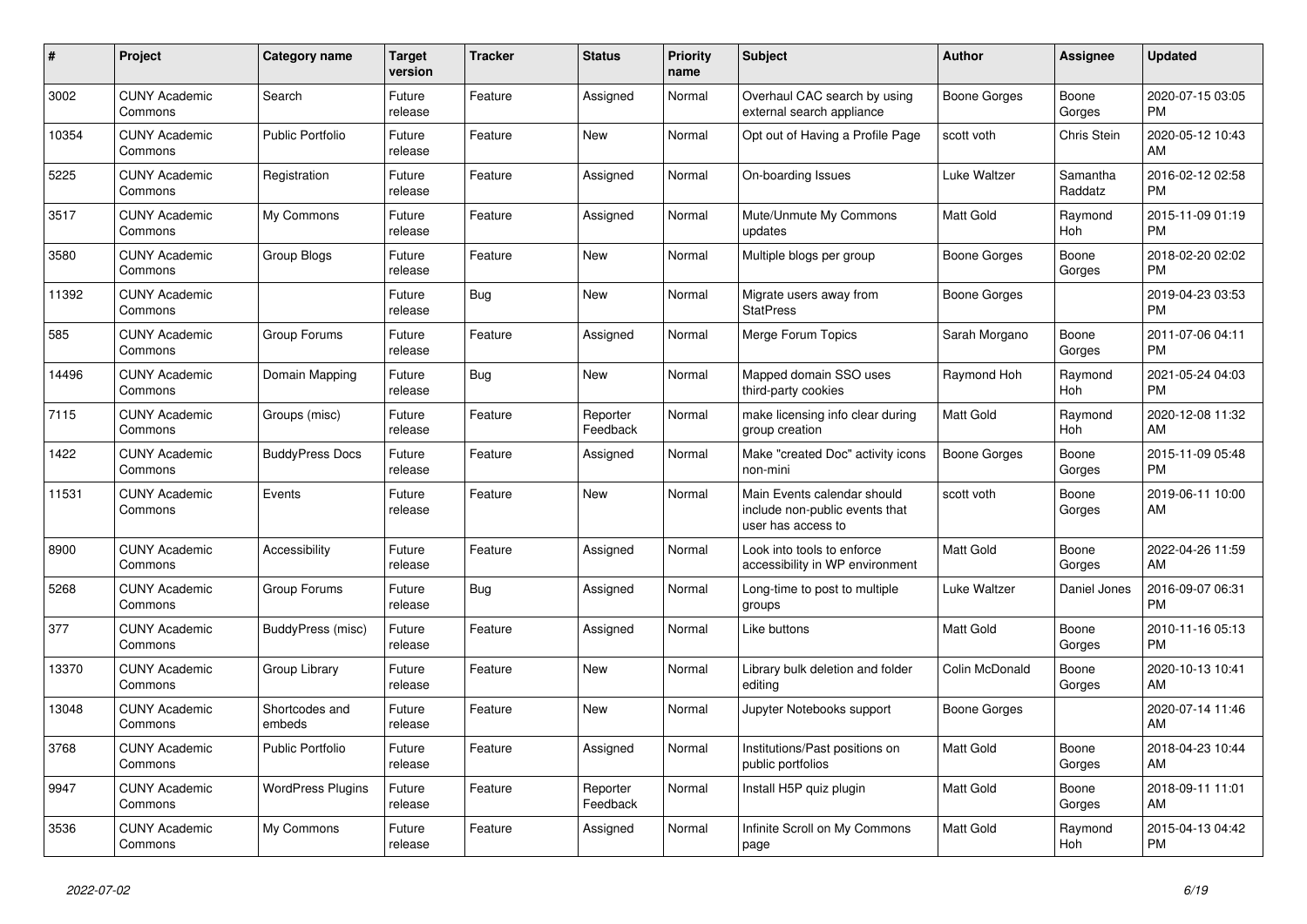| # | Project | Category name | Target version | Tracker | Status | Priority name | Subject | Author | Assignee | Updated |
|---|---|---|---|---|---|---|---|---|---|---|
| 3002 | CUNY Academic Commons | Search | Future release | Feature | Assigned | Normal | Overhaul CAC search by using external search appliance | Boone Gorges | Boone Gorges | 2020-07-15 03:05 PM |
| 10354 | CUNY Academic Commons | Public Portfolio | Future release | Feature | New | Normal | Opt out of Having a Profile Page | scott voth | Chris Stein | 2020-05-12 10:43 AM |
| 5225 | CUNY Academic Commons | Registration | Future release | Feature | Assigned | Normal | On-boarding Issues | Luke Waltzer | Samantha Raddatz | 2016-02-12 02:58 PM |
| 3517 | CUNY Academic Commons | My Commons | Future release | Feature | Assigned | Normal | Mute/Unmute My Commons updates | Matt Gold | Raymond Hoh | 2015-11-09 01:19 PM |
| 3580 | CUNY Academic Commons | Group Blogs | Future release | Feature | New | Normal | Multiple blogs per group | Boone Gorges | Boone Gorges | 2018-02-20 02:02 PM |
| 11392 | CUNY Academic Commons | | Future release | Bug | New | Normal | Migrate users away from StatPress | Boone Gorges | | 2019-04-23 03:53 PM |
| 585 | CUNY Academic Commons | Group Forums | Future release | Feature | Assigned | Normal | Merge Forum Topics | Sarah Morgano | Boone Gorges | 2011-07-06 04:11 PM |
| 14496 | CUNY Academic Commons | Domain Mapping | Future release | Bug | New | Normal | Mapped domain SSO uses third-party cookies | Raymond Hoh | Raymond Hoh | 2021-05-24 04:03 PM |
| 7115 | CUNY Academic Commons | Groups (misc) | Future release | Feature | Reporter Feedback | Normal | make licensing info clear during group creation | Matt Gold | Raymond Hoh | 2020-12-08 11:32 AM |
| 1422 | CUNY Academic Commons | BuddyPress Docs | Future release | Feature | Assigned | Normal | Make "created Doc" activity icons non-mini | Boone Gorges | Boone Gorges | 2015-11-09 05:48 PM |
| 11531 | CUNY Academic Commons | Events | Future release | Feature | New | Normal | Main Events calendar should include non-public events that user has access to | scott voth | Boone Gorges | 2019-06-11 10:00 AM |
| 8900 | CUNY Academic Commons | Accessibility | Future release | Feature | Assigned | Normal | Look into tools to enforce accessibility in WP environment | Matt Gold | Boone Gorges | 2022-04-26 11:59 AM |
| 5268 | CUNY Academic Commons | Group Forums | Future release | Bug | Assigned | Normal | Long-time to post to multiple groups | Luke Waltzer | Daniel Jones | 2016-09-07 06:31 PM |
| 377 | CUNY Academic Commons | BuddyPress (misc) | Future release | Feature | Assigned | Normal | Like buttons | Matt Gold | Boone Gorges | 2010-11-16 05:13 PM |
| 13370 | CUNY Academic Commons | Group Library | Future release | Feature | New | Normal | Library bulk deletion and folder editing | Colin McDonald | Boone Gorges | 2020-10-13 10:41 AM |
| 13048 | CUNY Academic Commons | Shortcodes and embeds | Future release | Feature | New | Normal | Jupyter Notebooks support | Boone Gorges | | 2020-07-14 11:46 AM |
| 3768 | CUNY Academic Commons | Public Portfolio | Future release | Feature | Assigned | Normal | Institutions/Past positions on public portfolios | Matt Gold | Boone Gorges | 2018-04-23 10:44 AM |
| 9947 | CUNY Academic Commons | WordPress Plugins | Future release | Feature | Reporter Feedback | Normal | Install H5P quiz plugin | Matt Gold | Boone Gorges | 2018-09-11 11:01 AM |
| 3536 | CUNY Academic Commons | My Commons | Future release | Feature | Assigned | Normal | Infinite Scroll on My Commons page | Matt Gold | Raymond Hoh | 2015-04-13 04:42 PM |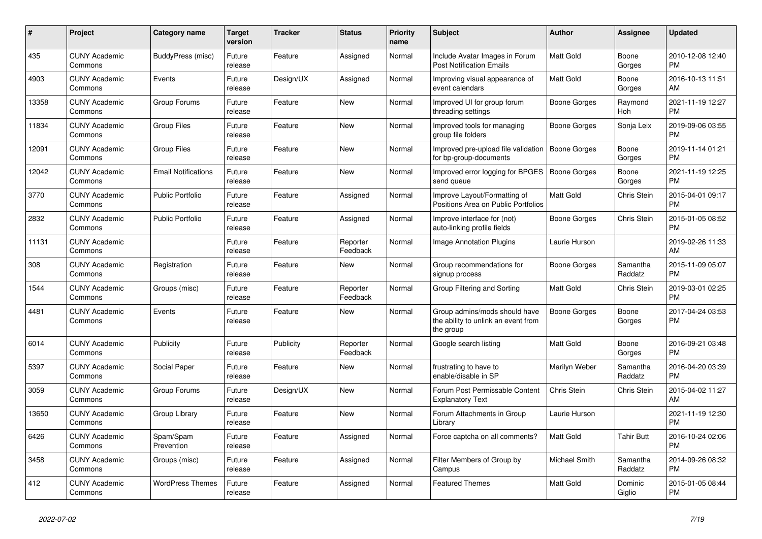| # | Project | Category name | Target version | Tracker | Status | Priority name | Subject | Author | Assignee | Updated |
|---|---|---|---|---|---|---|---|---|---|---|
| 435 | CUNY Academic Commons | BuddyPress (misc) | Future release | Feature | Assigned | Normal | Include Avatar Images in Forum Post Notification Emails | Matt Gold | Boone Gorges | 2010-12-08 12:40 PM |
| 4903 | CUNY Academic Commons | Events | Future release | Design/UX | Assigned | Normal | Improving visual appearance of event calendars | Matt Gold | Boone Gorges | 2016-10-13 11:51 AM |
| 13358 | CUNY Academic Commons | Group Forums | Future release | Feature | New | Normal | Improved UI for group forum threading settings | Boone Gorges | Raymond Hoh | 2021-11-19 12:27 PM |
| 11834 | CUNY Academic Commons | Group Files | Future release | Feature | New | Normal | Improved tools for managing group file folders | Boone Gorges | Sonja Leix | 2019-09-06 03:55 PM |
| 12091 | CUNY Academic Commons | Group Files | Future release | Feature | New | Normal | Improved pre-upload file validation for bp-group-documents | Boone Gorges | Boone Gorges | 2019-11-14 01:21 PM |
| 12042 | CUNY Academic Commons | Email Notifications | Future release | Feature | New | Normal | Improved error logging for BPGES send queue | Boone Gorges | Boone Gorges | 2021-11-19 12:25 PM |
| 3770 | CUNY Academic Commons | Public Portfolio | Future release | Feature | Assigned | Normal | Improve Layout/Formatting of Positions Area on Public Portfolios | Matt Gold | Chris Stein | 2015-04-01 09:17 PM |
| 2832 | CUNY Academic Commons | Public Portfolio | Future release | Feature | Assigned | Normal | Improve interface for (not) auto-linking profile fields | Boone Gorges | Chris Stein | 2015-01-05 08:52 PM |
| 11131 | CUNY Academic Commons | | Future release | Feature | Reporter Feedback | Normal | Image Annotation Plugins | Laurie Hurson | | 2019-02-26 11:33 AM |
| 308 | CUNY Academic Commons | Registration | Future release | Feature | New | Normal | Group recommendations for signup process | Boone Gorges | Samantha Raddatz | 2015-11-09 05:07 PM |
| 1544 | CUNY Academic Commons | Groups (misc) | Future release | Feature | Reporter Feedback | Normal | Group Filtering and Sorting | Matt Gold | Chris Stein | 2019-03-01 02:25 PM |
| 4481 | CUNY Academic Commons | Events | Future release | Feature | New | Normal | Group admins/mods should have the ability to unlink an event from the group | Boone Gorges | Boone Gorges | 2017-04-24 03:53 PM |
| 6014 | CUNY Academic Commons | Publicity | Future release | Publicity | Reporter Feedback | Normal | Google search listing | Matt Gold | Boone Gorges | 2016-09-21 03:48 PM |
| 5397 | CUNY Academic Commons | Social Paper | Future release | Feature | New | Normal | frustrating to have to enable/disable in SP | Marilyn Weber | Samantha Raddatz | 2016-04-20 03:39 PM |
| 3059 | CUNY Academic Commons | Group Forums | Future release | Design/UX | New | Normal | Forum Post Permissable Content Explanatory Text | Chris Stein | Chris Stein | 2015-04-02 11:27 AM |
| 13650 | CUNY Academic Commons | Group Library | Future release | Feature | New | Normal | Forum Attachments in Group Library | Laurie Hurson | | 2021-11-19 12:30 PM |
| 6426 | CUNY Academic Commons | Spam/Spam Prevention | Future release | Feature | Assigned | Normal | Force captcha on all comments? | Matt Gold | Tahir Butt | 2016-10-24 02:06 PM |
| 3458 | CUNY Academic Commons | Groups (misc) | Future release | Feature | Assigned | Normal | Filter Members of Group by Campus | Michael Smith | Samantha Raddatz | 2014-09-26 08:32 PM |
| 412 | CUNY Academic Commons | WordPress Themes | Future release | Feature | Assigned | Normal | Featured Themes | Matt Gold | Dominic Giglio | 2015-01-05 08:44 PM |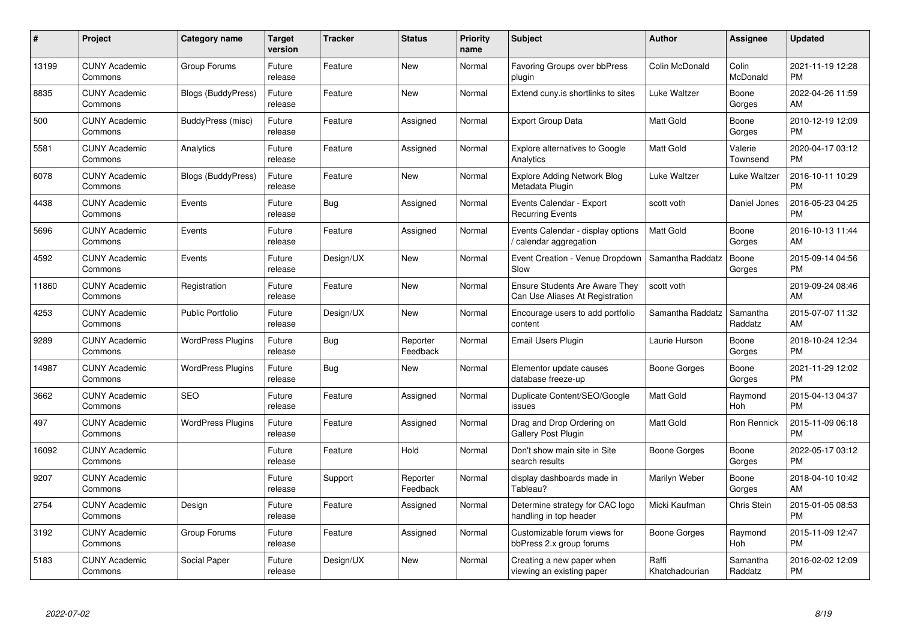| # | Project | Category name | Target version | Tracker | Status | Priority name | Subject | Author | Assignee | Updated |
|---|---|---|---|---|---|---|---|---|---|---|
| 13199 | CUNY Academic Commons | Group Forums | Future release | Feature | New | Normal | Favoring Groups over bbPress plugin | Colin McDonald | Colin McDonald | 2021-11-19 12:28 PM |
| 8835 | CUNY Academic Commons | Blogs (BuddyPress) | Future release | Feature | New | Normal | Extend cuny.is shortlinks to sites | Luke Waltzer | Boone Gorges | 2022-04-26 11:59 AM |
| 500 | CUNY Academic Commons | BuddyPress (misc) | Future release | Feature | Assigned | Normal | Export Group Data | Matt Gold | Boone Gorges | 2010-12-19 12:09 PM |
| 5581 | CUNY Academic Commons | Analytics | Future release | Feature | Assigned | Normal | Explore alternatives to Google Analytics | Matt Gold | Valerie Townsend | 2020-04-17 03:12 PM |
| 6078 | CUNY Academic Commons | Blogs (BuddyPress) | Future release | Feature | New | Normal | Explore Adding Network Blog Metadata Plugin | Luke Waltzer | Luke Waltzer | 2016-10-11 10:29 PM |
| 4438 | CUNY Academic Commons | Events | Future release | Bug | Assigned | Normal | Events Calendar - Export Recurring Events | scott voth | Daniel Jones | 2016-05-23 04:25 PM |
| 5696 | CUNY Academic Commons | Events | Future release | Feature | Assigned | Normal | Events Calendar - display options / calendar aggregation | Matt Gold | Boone Gorges | 2016-10-13 11:44 AM |
| 4592 | CUNY Academic Commons | Events | Future release | Design/UX | New | Normal | Event Creation - Venue Dropdown Slow | Samantha Raddatz | Boone Gorges | 2015-09-14 04:56 PM |
| 11860 | CUNY Academic Commons | Registration | Future release | Feature | New | Normal | Ensure Students Are Aware They Can Use Aliases At Registration | scott voth | | 2019-09-24 08:46 AM |
| 4253 | CUNY Academic Commons | Public Portfolio | Future release | Design/UX | New | Normal | Encourage users to add portfolio content | Samantha Raddatz | Samantha Raddatz | 2015-07-07 11:32 AM |
| 9289 | CUNY Academic Commons | WordPress Plugins | Future release | Bug | Reporter Feedback | Normal | Email Users Plugin | Laurie Hurson | Boone Gorges | 2018-10-24 12:34 PM |
| 14987 | CUNY Academic Commons | WordPress Plugins | Future release | Bug | New | Normal | Elementor update causes database freeze-up | Boone Gorges | Boone Gorges | 2021-11-29 12:02 PM |
| 3662 | CUNY Academic Commons | SEO | Future release | Feature | Assigned | Normal | Duplicate Content/SEO/Google issues | Matt Gold | Raymond Hoh | 2015-04-13 04:37 PM |
| 497 | CUNY Academic Commons | WordPress Plugins | Future release | Feature | Assigned | Normal | Drag and Drop Ordering on Gallery Post Plugin | Matt Gold | Ron Rennick | 2015-11-09 06:18 PM |
| 16092 | CUNY Academic Commons | | Future release | Feature | Hold | Normal | Don't show main site in Site search results | Boone Gorges | Boone Gorges | 2022-05-17 03:12 PM |
| 9207 | CUNY Academic Commons | | Future release | Support | Reporter Feedback | Normal | display dashboards made in Tableau? | Marilyn Weber | Boone Gorges | 2018-04-10 10:42 AM |
| 2754 | CUNY Academic Commons | Design | Future release | Feature | Assigned | Normal | Determine strategy for CAC logo handling in top header | Micki Kaufman | Chris Stein | 2015-01-05 08:53 PM |
| 3192 | CUNY Academic Commons | Group Forums | Future release | Feature | Assigned | Normal | Customizable forum views for bbPress 2.x group forums | Boone Gorges | Raymond Hoh | 2015-11-09 12:47 PM |
| 5183 | CUNY Academic Commons | Social Paper | Future release | Design/UX | New | Normal | Creating a new paper when viewing an existing paper | Raffi Khatchadourian | Samantha Raddatz | 2016-02-02 12:09 PM |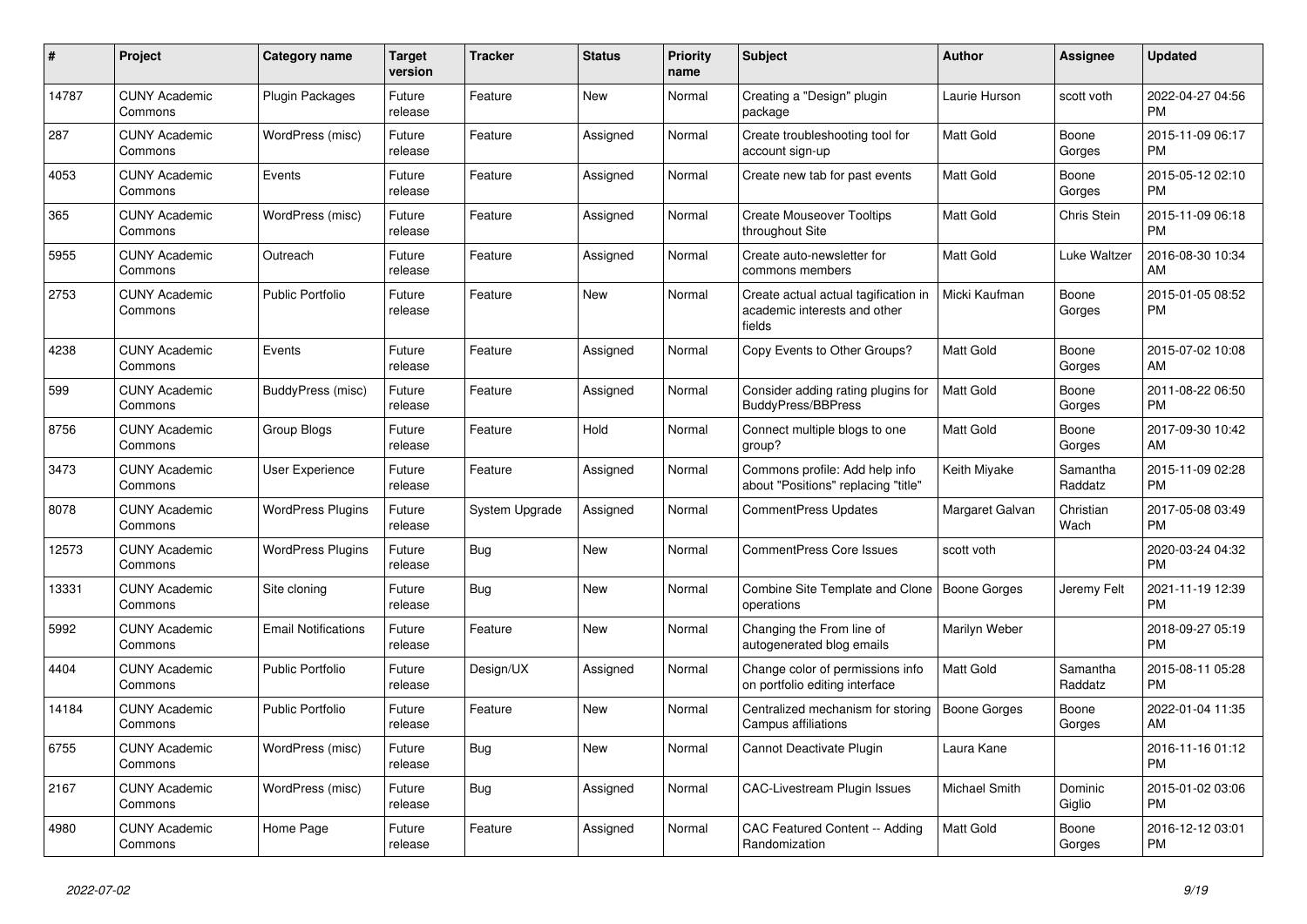| # | Project | Category name | Target version | Tracker | Status | Priority name | Subject | Author | Assignee | Updated |
|---|---|---|---|---|---|---|---|---|---|---|
| 14787 | CUNY Academic Commons | Plugin Packages | Future release | Feature | New | Normal | Creating a "Design" plugin package | Laurie Hurson | scott voth | 2022-04-27 04:56 PM |
| 287 | CUNY Academic Commons | WordPress (misc) | Future release | Feature | Assigned | Normal | Create troubleshooting tool for account sign-up | Matt Gold | Boone Gorges | 2015-11-09 06:17 PM |
| 4053 | CUNY Academic Commons | Events | Future release | Feature | Assigned | Normal | Create new tab for past events | Matt Gold | Boone Gorges | 2015-05-12 02:10 PM |
| 365 | CUNY Academic Commons | WordPress (misc) | Future release | Feature | Assigned | Normal | Create Mouseover Tooltips throughout Site | Matt Gold | Chris Stein | 2015-11-09 06:18 PM |
| 5955 | CUNY Academic Commons | Outreach | Future release | Feature | Assigned | Normal | Create auto-newsletter for commons members | Matt Gold | Luke Waltzer | 2016-08-30 10:34 AM |
| 2753 | CUNY Academic Commons | Public Portfolio | Future release | Feature | New | Normal | Create actual actual tagification in academic interests and other fields | Micki Kaufman | Boone Gorges | 2015-01-05 08:52 PM |
| 4238 | CUNY Academic Commons | Events | Future release | Feature | Assigned | Normal | Copy Events to Other Groups? | Matt Gold | Boone Gorges | 2015-07-02 10:08 AM |
| 599 | CUNY Academic Commons | BuddyPress (misc) | Future release | Feature | Assigned | Normal | Consider adding rating plugins for BuddyPress/BBPress | Matt Gold | Boone Gorges | 2011-08-22 06:50 PM |
| 8756 | CUNY Academic Commons | Group Blogs | Future release | Feature | Hold | Normal | Connect multiple blogs to one group? | Matt Gold | Boone Gorges | 2017-09-30 10:42 AM |
| 3473 | CUNY Academic Commons | User Experience | Future release | Feature | Assigned | Normal | Commons profile: Add help info about "Positions" replacing "title" | Keith Miyake | Samantha Raddatz | 2015-11-09 02:28 PM |
| 8078 | CUNY Academic Commons | WordPress Plugins | Future release | System Upgrade | Assigned | Normal | CommentPress Updates | Margaret Galvan | Christian Wach | 2017-05-08 03:49 PM |
| 12573 | CUNY Academic Commons | WordPress Plugins | Future release | Bug | New | Normal | CommentPress Core Issues | scott voth | | 2020-03-24 04:32 PM |
| 13331 | CUNY Academic Commons | Site cloning | Future release | Bug | New | Normal | Combine Site Template and Clone operations | Boone Gorges | Jeremy Felt | 2021-11-19 12:39 PM |
| 5992 | CUNY Academic Commons | Email Notifications | Future release | Feature | New | Normal | Changing the From line of autogenerated blog emails | Marilyn Weber | | 2018-09-27 05:19 PM |
| 4404 | CUNY Academic Commons | Public Portfolio | Future release | Design/UX | Assigned | Normal | Change color of permissions info on portfolio editing interface | Matt Gold | Samantha Raddatz | 2015-08-11 05:28 PM |
| 14184 | CUNY Academic Commons | Public Portfolio | Future release | Feature | New | Normal | Centralized mechanism for storing Campus affiliations | Boone Gorges | Boone Gorges | 2022-01-04 11:35 AM |
| 6755 | CUNY Academic Commons | WordPress (misc) | Future release | Bug | New | Normal | Cannot Deactivate Plugin | Laura Kane | | 2016-11-16 01:12 PM |
| 2167 | CUNY Academic Commons | WordPress (misc) | Future release | Bug | Assigned | Normal | CAC-Livestream Plugin Issues | Michael Smith | Dominic Giglio | 2015-01-02 03:06 PM |
| 4980 | CUNY Academic Commons | Home Page | Future release | Feature | Assigned | Normal | CAC Featured Content -- Adding Randomization | Matt Gold | Boone Gorges | 2016-12-12 03:01 PM |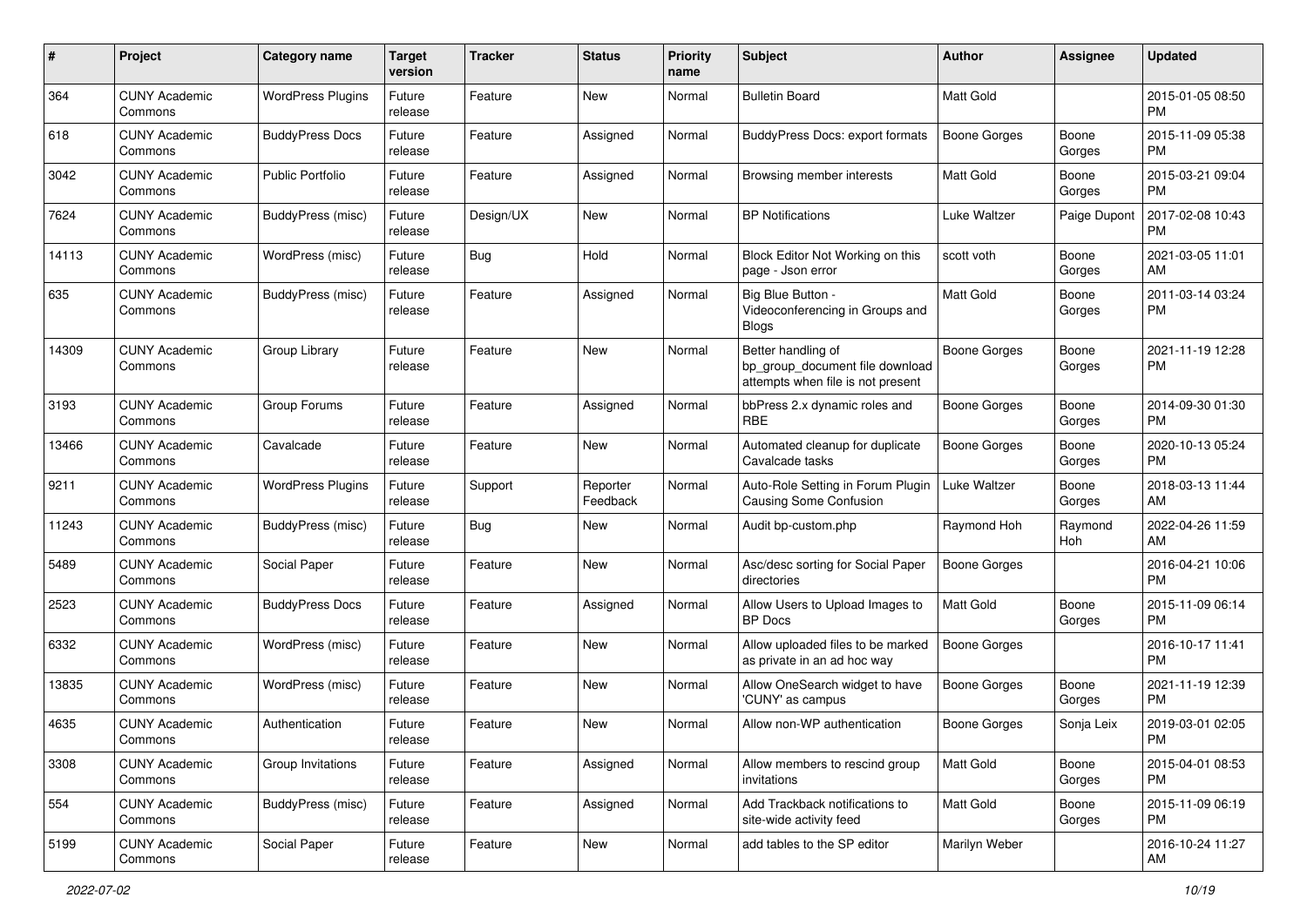| # | Project | Category name | Target version | Tracker | Status | Priority name | Subject | Author | Assignee | Updated |
|---|---|---|---|---|---|---|---|---|---|---|
| 364 | CUNY Academic Commons | WordPress Plugins | Future release | Feature | New | Normal | Bulletin Board | Matt Gold | | 2015-01-05 08:50 PM |
| 618 | CUNY Academic Commons | BuddyPress Docs | Future release | Feature | Assigned | Normal | BuddyPress Docs: export formats | Boone Gorges | Boone Gorges | 2015-11-09 05:38 PM |
| 3042 | CUNY Academic Commons | Public Portfolio | Future release | Feature | Assigned | Normal | Browsing member interests | Matt Gold | Boone Gorges | 2015-03-21 09:04 PM |
| 7624 | CUNY Academic Commons | BuddyPress (misc) | Future release | Design/UX | New | Normal | BP Notifications | Luke Waltzer | Paige Dupont | 2017-02-08 10:43 PM |
| 14113 | CUNY Academic Commons | WordPress (misc) | Future release | Bug | Hold | Normal | Block Editor Not Working on this page - Json error | scott voth | Boone Gorges | 2021-03-05 11:01 AM |
| 635 | CUNY Academic Commons | BuddyPress (misc) | Future release | Feature | Assigned | Normal | Big Blue Button - Videoconferencing in Groups and Blogs | Matt Gold | Boone Gorges | 2011-03-14 03:24 PM |
| 14309 | CUNY Academic Commons | Group Library | Future release | Feature | New | Normal | Better handling of bp_group_document file download attempts when file is not present | Boone Gorges | Boone Gorges | 2021-11-19 12:28 PM |
| 3193 | CUNY Academic Commons | Group Forums | Future release | Feature | Assigned | Normal | bbPress 2.x dynamic roles and RBE | Boone Gorges | Boone Gorges | 2014-09-30 01:30 PM |
| 13466 | CUNY Academic Commons | Cavalcade | Future release | Feature | New | Normal | Automated cleanup for duplicate Cavalcade tasks | Boone Gorges | Boone Gorges | 2020-10-13 05:24 PM |
| 9211 | CUNY Academic Commons | WordPress Plugins | Future release | Support | Reporter Feedback | Normal | Auto-Role Setting in Forum Plugin Causing Some Confusion | Luke Waltzer | Boone Gorges | 2018-03-13 11:44 AM |
| 11243 | CUNY Academic Commons | BuddyPress (misc) | Future release | Bug | New | Normal | Audit bp-custom.php | Raymond Hoh | Raymond Hoh | 2022-04-26 11:59 AM |
| 5489 | CUNY Academic Commons | Social Paper | Future release | Feature | New | Normal | Asc/desc sorting for Social Paper directories | Boone Gorges | | 2016-04-21 10:06 PM |
| 2523 | CUNY Academic Commons | BuddyPress Docs | Future release | Feature | Assigned | Normal | Allow Users to Upload Images to BP Docs | Matt Gold | Boone Gorges | 2015-11-09 06:14 PM |
| 6332 | CUNY Academic Commons | WordPress (misc) | Future release | Feature | New | Normal | Allow uploaded files to be marked as private in an ad hoc way | Boone Gorges | | 2016-10-17 11:41 PM |
| 13835 | CUNY Academic Commons | WordPress (misc) | Future release | Feature | New | Normal | Allow OneSearch widget to have 'CUNY' as campus | Boone Gorges | Boone Gorges | 2021-11-19 12:39 PM |
| 4635 | CUNY Academic Commons | Authentication | Future release | Feature | New | Normal | Allow non-WP authentication | Boone Gorges | Sonja Leix | 2019-03-01 02:05 PM |
| 3308 | CUNY Academic Commons | Group Invitations | Future release | Feature | Assigned | Normal | Allow members to rescind group invitations | Matt Gold | Boone Gorges | 2015-04-01 08:53 PM |
| 554 | CUNY Academic Commons | BuddyPress (misc) | Future release | Feature | Assigned | Normal | Add Trackback notifications to site-wide activity feed | Matt Gold | Boone Gorges | 2015-11-09 06:19 PM |
| 5199 | CUNY Academic Commons | Social Paper | Future release | Feature | New | Normal | add tables to the SP editor | Marilyn Weber | | 2016-10-24 11:27 AM |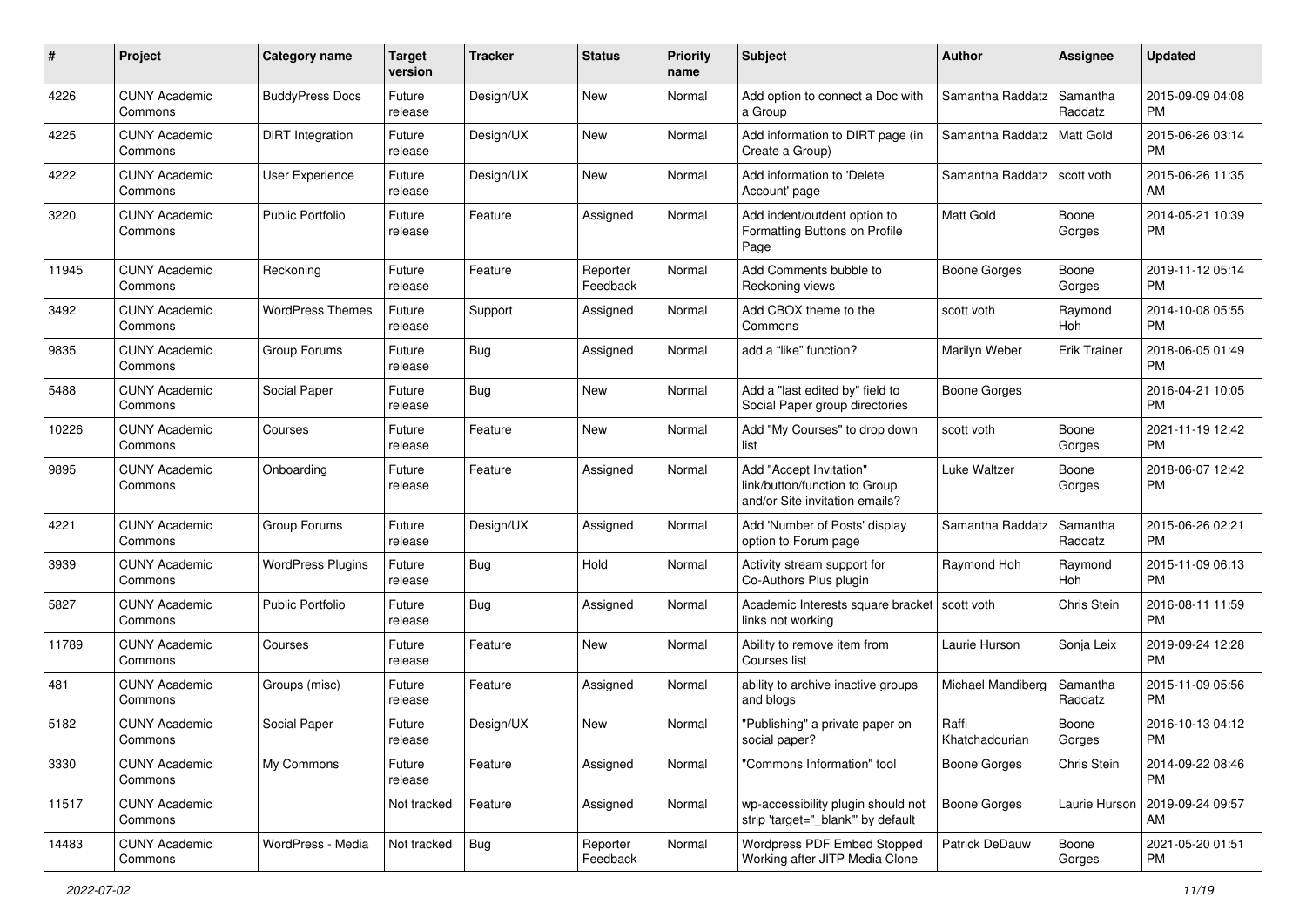| # | Project | Category name | Target version | Tracker | Status | Priority name | Subject | Author | Assignee | Updated |
|---|---|---|---|---|---|---|---|---|---|---|
| 4226 | CUNY Academic Commons | BuddyPress Docs | Future release | Design/UX | New | Normal | Add option to connect a Doc with a Group | Samantha Raddatz | Samantha Raddatz | 2015-09-09 04:08 PM |
| 4225 | CUNY Academic Commons | DiRT Integration | Future release | Design/UX | New | Normal | Add information to DIRT page (in Create a Group) | Samantha Raddatz | Matt Gold | 2015-06-26 03:14 PM |
| 4222 | CUNY Academic Commons | User Experience | Future release | Design/UX | New | Normal | Add information to 'Delete Account' page | Samantha Raddatz | scott voth | 2015-06-26 11:35 AM |
| 3220 | CUNY Academic Commons | Public Portfolio | Future release | Feature | Assigned | Normal | Add indent/outdent option to Formatting Buttons on Profile Page | Matt Gold | Boone Gorges | 2014-05-21 10:39 PM |
| 11945 | CUNY Academic Commons | Reckoning | Future release | Feature | Reporter Feedback | Normal | Add Comments bubble to Reckoning views | Boone Gorges | Boone Gorges | 2019-11-12 05:14 PM |
| 3492 | CUNY Academic Commons | WordPress Themes | Future release | Support | Assigned | Normal | Add CBOX theme to the Commons | scott voth | Raymond Hoh | 2014-10-08 05:55 PM |
| 9835 | CUNY Academic Commons | Group Forums | Future release | Bug | Assigned | Normal | add a "like" function? | Marilyn Weber | Erik Trainer | 2018-06-05 01:49 PM |
| 5488 | CUNY Academic Commons | Social Paper | Future release | Bug | New | Normal | Add a "last edited by" field to Social Paper group directories | Boone Gorges | | 2016-04-21 10:05 PM |
| 10226 | CUNY Academic Commons | Courses | Future release | Feature | New | Normal | Add "My Courses" to drop down list | scott voth | Boone Gorges | 2021-11-19 12:42 PM |
| 9895 | CUNY Academic Commons | Onboarding | Future release | Feature | Assigned | Normal | Add "Accept Invitation" link/button/function to Group and/or Site invitation emails? | Luke Waltzer | Boone Gorges | 2018-06-07 12:42 PM |
| 4221 | CUNY Academic Commons | Group Forums | Future release | Design/UX | Assigned | Normal | Add 'Number of Posts' display option to Forum page | Samantha Raddatz | Samantha Raddatz | 2015-06-26 02:21 PM |
| 3939 | CUNY Academic Commons | WordPress Plugins | Future release | Bug | Hold | Normal | Activity stream support for Co-Authors Plus plugin | Raymond Hoh | Raymond Hoh | 2015-11-09 06:13 PM |
| 5827 | CUNY Academic Commons | Public Portfolio | Future release | Bug | Assigned | Normal | Academic Interests square bracket links not working | scott voth | Chris Stein | 2016-08-11 11:59 PM |
| 11789 | CUNY Academic Commons | Courses | Future release | Feature | New | Normal | Ability to remove item from Courses list | Laurie Hurson | Sonja Leix | 2019-09-24 12:28 PM |
| 481 | CUNY Academic Commons | Groups (misc) | Future release | Feature | Assigned | Normal | ability to archive inactive groups and blogs | Michael Mandiberg | Samantha Raddatz | 2015-11-09 05:56 PM |
| 5182 | CUNY Academic Commons | Social Paper | Future release | Design/UX | New | Normal | "Publishing" a private paper on social paper? | Raffi Khatchadourian | Boone Gorges | 2016-10-13 04:12 PM |
| 3330 | CUNY Academic Commons | My Commons | Future release | Feature | Assigned | Normal | "Commons Information" tool | Boone Gorges | Chris Stein | 2014-09-22 08:46 PM |
| 11517 | CUNY Academic Commons | | Not tracked | Feature | Assigned | Normal | wp-accessibility plugin should not strip 'target="_blank"' by default | Boone Gorges | Laurie Hurson | 2019-09-24 09:57 AM |
| 14483 | CUNY Academic Commons | WordPress - Media | Not tracked | Bug | Reporter Feedback | Normal | Wordpress PDF Embed Stopped Working after JITP Media Clone | Patrick DeDauw | Boone Gorges | 2021-05-20 01:51 PM |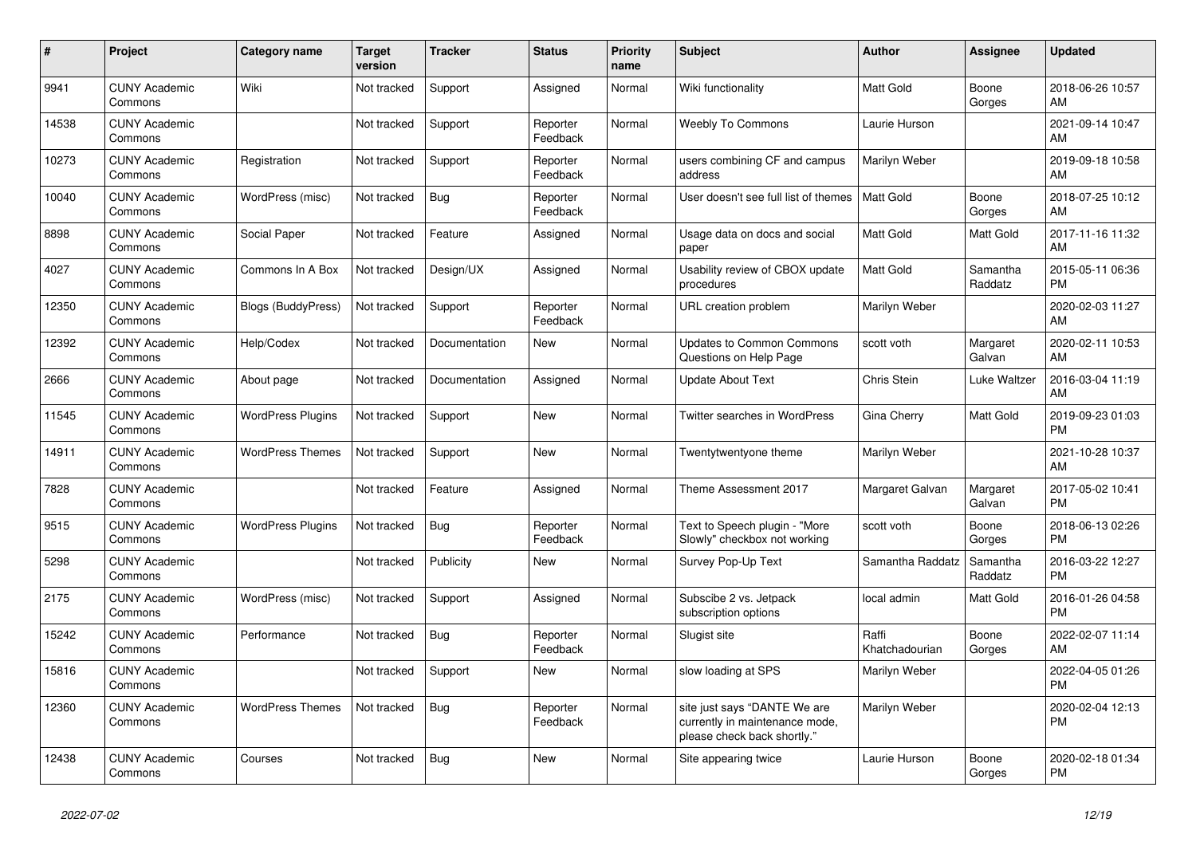| # | Project | Category name | Target version | Tracker | Status | Priority name | Subject | Author | Assignee | Updated |
|---|---|---|---|---|---|---|---|---|---|---|
| 9941 | CUNY Academic Commons | Wiki | Not tracked | Support | Assigned | Normal | Wiki functionality | Matt Gold | Boone Gorges | 2018-06-26 10:57 AM |
| 14538 | CUNY Academic Commons | | Not tracked | Support | Reporter Feedback | Normal | Weebly To Commons | Laurie Hurson | | 2021-09-14 10:47 AM |
| 10273 | CUNY Academic Commons | Registration | Not tracked | Support | Reporter Feedback | Normal | users combining CF and campus address | Marilyn Weber | | 2019-09-18 10:58 AM |
| 10040 | CUNY Academic Commons | WordPress (misc) | Not tracked | Bug | Reporter Feedback | Normal | User doesn't see full list of themes | Matt Gold | Boone Gorges | 2018-07-25 10:12 AM |
| 8898 | CUNY Academic Commons | Social Paper | Not tracked | Feature | Assigned | Normal | Usage data on docs and social paper | Matt Gold | Matt Gold | 2017-11-16 11:32 AM |
| 4027 | CUNY Academic Commons | Commons In A Box | Not tracked | Design/UX | Assigned | Normal | Usability review of CBOX update procedures | Matt Gold | Samantha Raddatz | 2015-05-11 06:36 PM |
| 12350 | CUNY Academic Commons | Blogs (BuddyPress) | Not tracked | Support | Reporter Feedback | Normal | URL creation problem | Marilyn Weber | | 2020-02-03 11:27 AM |
| 12392 | CUNY Academic Commons | Help/Codex | Not tracked | Documentation | New | Normal | Updates to Common Commons Questions on Help Page | scott voth | Margaret Galvan | 2020-02-11 10:53 AM |
| 2666 | CUNY Academic Commons | About page | Not tracked | Documentation | Assigned | Normal | Update About Text | Chris Stein | Luke Waltzer | 2016-03-04 11:19 AM |
| 11545 | CUNY Academic Commons | WordPress Plugins | Not tracked | Support | New | Normal | Twitter searches in WordPress | Gina Cherry | Matt Gold | 2019-09-23 01:03 PM |
| 14911 | CUNY Academic Commons | WordPress Themes | Not tracked | Support | New | Normal | Twentytwentyone theme | Marilyn Weber | | 2021-10-28 10:37 AM |
| 7828 | CUNY Academic Commons | | Not tracked | Feature | Assigned | Normal | Theme Assessment 2017 | Margaret Galvan | Margaret Galvan | 2017-05-02 10:41 PM |
| 9515 | CUNY Academic Commons | WordPress Plugins | Not tracked | Bug | Reporter Feedback | Normal | Text to Speech plugin - "More Slowly" checkbox not working | scott voth | Boone Gorges | 2018-06-13 02:26 PM |
| 5298 | CUNY Academic Commons | | Not tracked | Publicity | New | Normal | Survey Pop-Up Text | Samantha Raddatz | Samantha Raddatz | 2016-03-22 12:27 PM |
| 2175 | CUNY Academic Commons | WordPress (misc) | Not tracked | Support | Assigned | Normal | Subscibe 2 vs. Jetpack subscription options | local admin | Matt Gold | 2016-01-26 04:58 PM |
| 15242 | CUNY Academic Commons | Performance | Not tracked | Bug | Reporter Feedback | Normal | Slugist site | Raffi Khatchadourian | Boone Gorges | 2022-02-07 11:14 AM |
| 15816 | CUNY Academic Commons | | Not tracked | Support | New | Normal | slow loading at SPS | Marilyn Weber | | 2022-04-05 01:26 PM |
| 12360 | CUNY Academic Commons | WordPress Themes | Not tracked | Bug | Reporter Feedback | Normal | site just says "DANTE We are currently in maintenance mode, please check back shortly." | Marilyn Weber | | 2020-02-04 12:13 PM |
| 12438 | CUNY Academic Commons | Courses | Not tracked | Bug | New | Normal | Site appearing twice | Laurie Hurson | Boone Gorges | 2020-02-18 01:34 PM |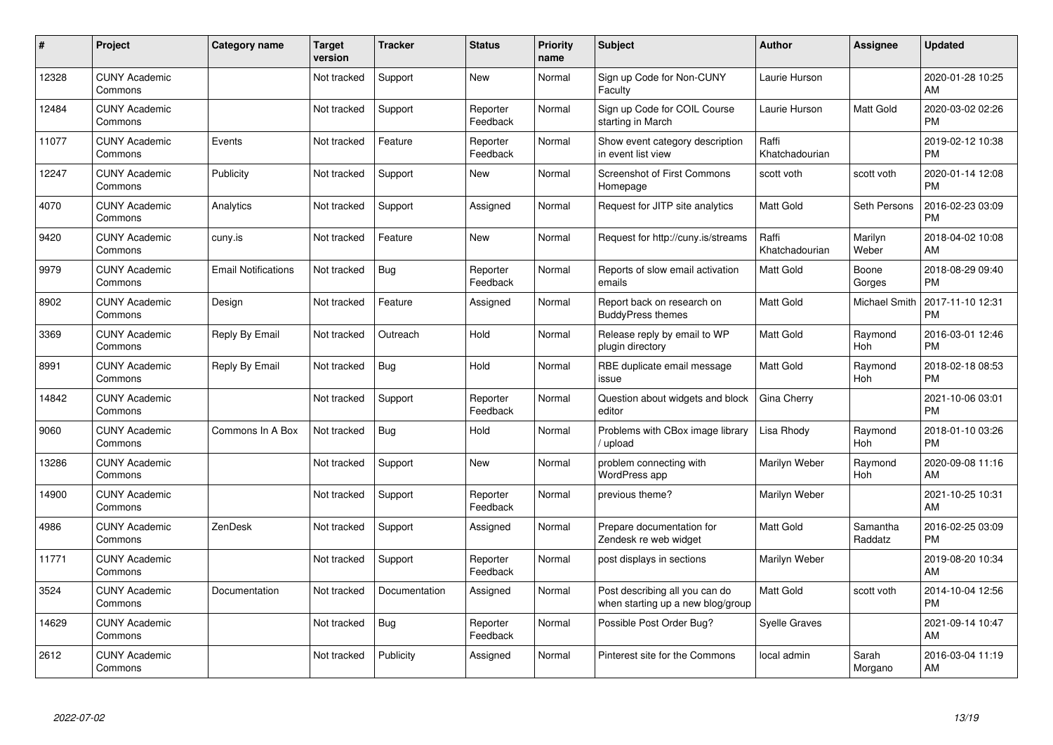| # | Project | Category name | Target version | Tracker | Status | Priority name | Subject | Author | Assignee | Updated |
|---|---|---|---|---|---|---|---|---|---|---|
| 12328 | CUNY Academic Commons | | Not tracked | Support | New | Normal | Sign up Code for Non-CUNY Faculty | Laurie Hurson | | 2020-01-28 10:25 AM |
| 12484 | CUNY Academic Commons | | Not tracked | Support | Reporter Feedback | Normal | Sign up Code for COIL Course starting in March | Laurie Hurson | Matt Gold | 2020-03-02 02:26 PM |
| 11077 | CUNY Academic Commons | Events | Not tracked | Feature | Reporter Feedback | Normal | Show event category description in event list view | Raffi Khatchadourian | | 2019-02-12 10:38 PM |
| 12247 | CUNY Academic Commons | Publicity | Not tracked | Support | New | Normal | Screenshot of First Commons Homepage | scott voth | scott voth | 2020-01-14 12:08 PM |
| 4070 | CUNY Academic Commons | Analytics | Not tracked | Support | Assigned | Normal | Request for JITP site analytics | Matt Gold | Seth Persons | 2016-02-23 03:09 PM |
| 9420 | CUNY Academic Commons | cuny.is | Not tracked | Feature | New | Normal | Request for http://cuny.is/streams | Raffi Khatchadourian | Marilyn Weber | 2018-04-02 10:08 AM |
| 9979 | CUNY Academic Commons | Email Notifications | Not tracked | Bug | Reporter Feedback | Normal | Reports of slow email activation emails | Matt Gold | Boone Gorges | 2018-08-29 09:40 PM |
| 8902 | CUNY Academic Commons | Design | Not tracked | Feature | Assigned | Normal | Report back on research on BuddyPress themes | Matt Gold | Michael Smith | 2017-11-10 12:31 PM |
| 3369 | CUNY Academic Commons | Reply By Email | Not tracked | Outreach | Hold | Normal | Release reply by email to WP plugin directory | Matt Gold | Raymond Hoh | 2016-03-01 12:46 PM |
| 8991 | CUNY Academic Commons | Reply By Email | Not tracked | Bug | Hold | Normal | RBE duplicate email message issue | Matt Gold | Raymond Hoh | 2018-02-18 08:53 PM |
| 14842 | CUNY Academic Commons | | Not tracked | Support | Reporter Feedback | Normal | Question about widgets and block editor | Gina Cherry | | 2021-10-06 03:01 PM |
| 9060 | CUNY Academic Commons | Commons In A Box | Not tracked | Bug | Hold | Normal | Problems with CBox image library / upload | Lisa Rhody | Raymond Hoh | 2018-01-10 03:26 PM |
| 13286 | CUNY Academic Commons | | Not tracked | Support | New | Normal | problem connecting with WordPress app | Marilyn Weber | Raymond Hoh | 2020-09-08 11:16 AM |
| 14900 | CUNY Academic Commons | | Not tracked | Support | Reporter Feedback | Normal | previous theme? | Marilyn Weber | | 2021-10-25 10:31 AM |
| 4986 | CUNY Academic Commons | ZenDesk | Not tracked | Support | Assigned | Normal | Prepare documentation for Zendesk re web widget | Matt Gold | Samantha Raddatz | 2016-02-25 03:09 PM |
| 11771 | CUNY Academic Commons | | Not tracked | Support | Reporter Feedback | Normal | post displays in sections | Marilyn Weber | | 2019-08-20 10:34 AM |
| 3524 | CUNY Academic Commons | Documentation | Not tracked | Documentation | Assigned | Normal | Post describing all you can do when starting up a new blog/group | Matt Gold | scott voth | 2014-10-04 12:56 PM |
| 14629 | CUNY Academic Commons | | Not tracked | Bug | Reporter Feedback | Normal | Possible Post Order Bug? | Syelle Graves | | 2021-09-14 10:47 AM |
| 2612 | CUNY Academic Commons | | Not tracked | Publicity | Assigned | Normal | Pinterest site for the Commons | local admin | Sarah Morgano | 2016-03-04 11:19 AM |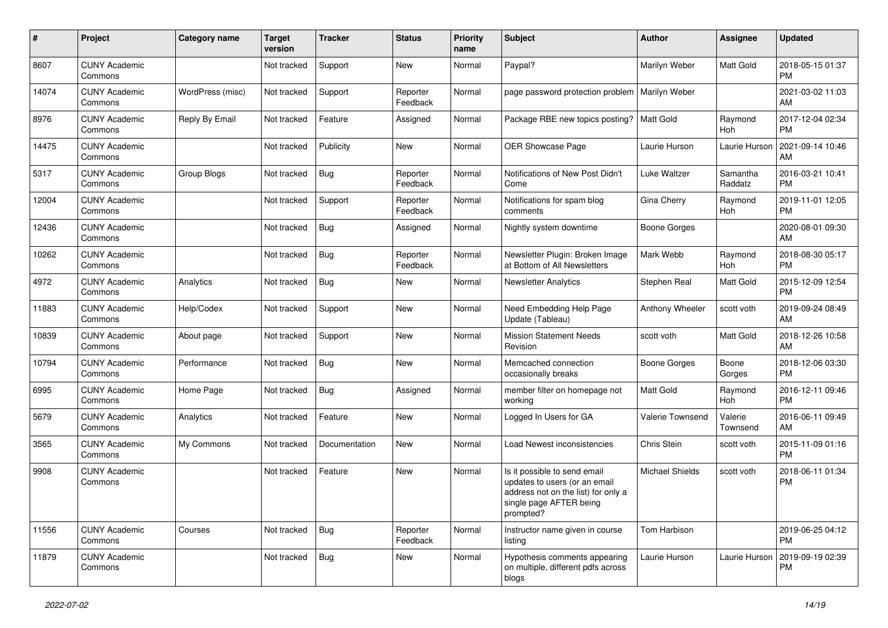| # | Project | Category name | Target version | Tracker | Status | Priority name | Subject | Author | Assignee | Updated |
|---|---|---|---|---|---|---|---|---|---|---|
| 8607 | CUNY Academic Commons | | Not tracked | Support | New | Normal | Paypal? | Marilyn Weber | Matt Gold | 2018-05-15 01:37 PM |
| 14074 | CUNY Academic Commons | WordPress (misc) | Not tracked | Support | Reporter Feedback | Normal | page password protection problem | Marilyn Weber | | 2021-03-02 11:03 AM |
| 8976 | CUNY Academic Commons | Reply By Email | Not tracked | Feature | Assigned | Normal | Package RBE new topics posting? | Matt Gold | Raymond Hoh | 2017-12-04 02:34 PM |
| 14475 | CUNY Academic Commons | | Not tracked | Publicity | New | Normal | OER Showcase Page | Laurie Hurson | Laurie Hurson | 2021-09-14 10:46 AM |
| 5317 | CUNY Academic Commons | Group Blogs | Not tracked | Bug | Reporter Feedback | Normal | Notifications of New Post Didn't Come | Luke Waltzer | Samantha Raddatz | 2016-03-21 10:41 PM |
| 12004 | CUNY Academic Commons | | Not tracked | Support | Reporter Feedback | Normal | Notifications for spam blog comments | Gina Cherry | Raymond Hoh | 2019-11-01 12:05 PM |
| 12436 | CUNY Academic Commons | | Not tracked | Bug | Assigned | Normal | Nightly system downtime | Boone Gorges | | 2020-08-01 09:30 AM |
| 10262 | CUNY Academic Commons | | Not tracked | Bug | Reporter Feedback | Normal | Newsletter Plugin: Broken Image at Bottom of All Newsletters | Mark Webb | Raymond Hoh | 2018-08-30 05:17 PM |
| 4972 | CUNY Academic Commons | Analytics | Not tracked | Bug | New | Normal | Newsletter Analytics | Stephen Real | Matt Gold | 2015-12-09 12:54 PM |
| 11883 | CUNY Academic Commons | Help/Codex | Not tracked | Support | New | Normal | Need Embedding Help Page Update (Tableau) | Anthony Wheeler | scott voth | 2019-09-24 08:49 AM |
| 10839 | CUNY Academic Commons | About page | Not tracked | Support | New | Normal | Mission Statement Needs Revision | scott voth | Matt Gold | 2018-12-26 10:58 AM |
| 10794 | CUNY Academic Commons | Performance | Not tracked | Bug | New | Normal | Memcached connection occasionally breaks | Boone Gorges | Boone Gorges | 2018-12-06 03:30 PM |
| 6995 | CUNY Academic Commons | Home Page | Not tracked | Bug | Assigned | Normal | member filter on homepage not working | Matt Gold | Raymond Hoh | 2016-12-11 09:46 PM |
| 5679 | CUNY Academic Commons | Analytics | Not tracked | Feature | New | Normal | Logged In Users for GA | Valerie Townsend | Valerie Townsend | 2016-06-11 09:49 AM |
| 3565 | CUNY Academic Commons | My Commons | Not tracked | Documentation | New | Normal | Load Newest inconsistencies | Chris Stein | scott voth | 2015-11-09 01:16 PM |
| 9908 | CUNY Academic Commons | | Not tracked | Feature | New | Normal | Is it possible to send email updates to users (or an email address not on the list) for only a single page AFTER being prompted? | Michael Shields | scott voth | 2018-06-11 01:34 PM |
| 11556 | CUNY Academic Commons | Courses | Not tracked | Bug | Reporter Feedback | Normal | Instructor name given in course listing | Tom Harbison | | 2019-06-25 04:12 PM |
| 11879 | CUNY Academic Commons | | Not tracked | Bug | New | Normal | Hypothesis comments appearing on multiple, different pdfs across blogs | Laurie Hurson | Laurie Hurson | 2019-09-19 02:39 PM |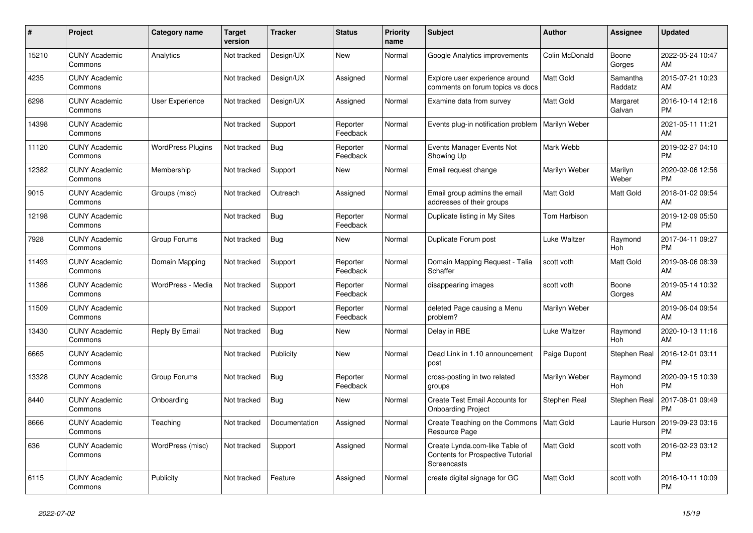| # | Project | Category name | Target version | Tracker | Status | Priority name | Subject | Author | Assignee | Updated |
|---|---|---|---|---|---|---|---|---|---|---|
| 15210 | CUNY Academic Commons | Analytics | Not tracked | Design/UX | New | Normal | Google Analytics improvements | Colin McDonald | Boone Gorges | 2022-05-24 10:47 AM |
| 4235 | CUNY Academic Commons | | Not tracked | Design/UX | Assigned | Normal | Explore user experience around comments on forum topics vs docs | Matt Gold | Samantha Raddatz | 2015-07-21 10:23 AM |
| 6298 | CUNY Academic Commons | User Experience | Not tracked | Design/UX | Assigned | Normal | Examine data from survey | Matt Gold | Margaret Galvan | 2016-10-14 12:16 PM |
| 14398 | CUNY Academic Commons | | Not tracked | Support | Reporter Feedback | Normal | Events plug-in notification problem | Marilyn Weber | | 2021-05-11 11:21 AM |
| 11120 | CUNY Academic Commons | WordPress Plugins | Not tracked | Bug | Reporter Feedback | Normal | Events Manager Events Not Showing Up | Mark Webb | | 2019-02-27 04:10 PM |
| 12382 | CUNY Academic Commons | Membership | Not tracked | Support | New | Normal | Email request change | Marilyn Weber | Marilyn Weber | 2020-02-06 12:56 PM |
| 9015 | CUNY Academic Commons | Groups (misc) | Not tracked | Outreach | Assigned | Normal | Email group admins the email addresses of their groups | Matt Gold | Matt Gold | 2018-01-02 09:54 AM |
| 12198 | CUNY Academic Commons | | Not tracked | Bug | Reporter Feedback | Normal | Duplicate listing in My Sites | Tom Harbison | | 2019-12-09 05:50 PM |
| 7928 | CUNY Academic Commons | Group Forums | Not tracked | Bug | New | Normal | Duplicate Forum post | Luke Waltzer | Raymond Hoh | 2017-04-11 09:27 PM |
| 11493 | CUNY Academic Commons | Domain Mapping | Not tracked | Support | Reporter Feedback | Normal | Domain Mapping Request - Talia Schaffer | scott voth | Matt Gold | 2019-08-06 08:39 AM |
| 11386 | CUNY Academic Commons | WordPress - Media | Not tracked | Support | Reporter Feedback | Normal | disappearing images | scott voth | Boone Gorges | 2019-05-14 10:32 AM |
| 11509 | CUNY Academic Commons | | Not tracked | Support | Reporter Feedback | Normal | deleted Page causing a Menu problem? | Marilyn Weber | | 2019-06-04 09:54 AM |
| 13430 | CUNY Academic Commons | Reply By Email | Not tracked | Bug | New | Normal | Delay in RBE | Luke Waltzer | Raymond Hoh | 2020-10-13 11:16 AM |
| 6665 | CUNY Academic Commons | | Not tracked | Publicity | New | Normal | Dead Link in 1.10 announcement post | Paige Dupont | Stephen Real | 2016-12-01 03:11 PM |
| 13328 | CUNY Academic Commons | Group Forums | Not tracked | Bug | Reporter Feedback | Normal | cross-posting in two related groups | Marilyn Weber | Raymond Hoh | 2020-09-15 10:39 PM |
| 8440 | CUNY Academic Commons | Onboarding | Not tracked | Bug | New | Normal | Create Test Email Accounts for Onboarding Project | Stephen Real | Stephen Real | 2017-08-01 09:49 PM |
| 8666 | CUNY Academic Commons | Teaching | Not tracked | Documentation | Assigned | Normal | Create Teaching on the Commons Resource Page | Matt Gold | Laurie Hurson | 2019-09-23 03:16 PM |
| 636 | CUNY Academic Commons | WordPress (misc) | Not tracked | Support | Assigned | Normal | Create Lynda.com-like Table of Contents for Prospective Tutorial Screencasts | Matt Gold | scott voth | 2016-02-23 03:12 PM |
| 6115 | CUNY Academic Commons | Publicity | Not tracked | Feature | Assigned | Normal | create digital signage for GC | Matt Gold | scott voth | 2016-10-11 10:09 PM |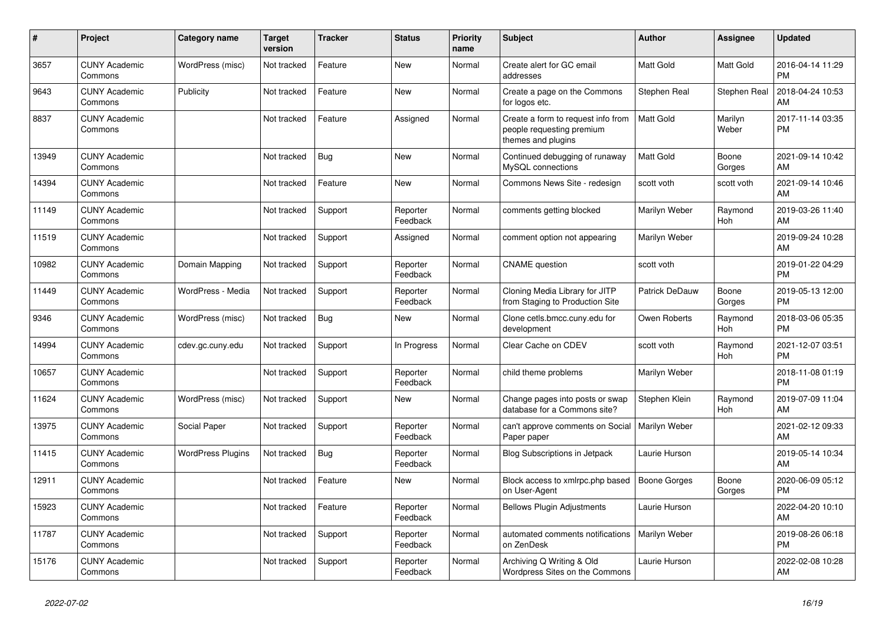| # | Project | Category name | Target version | Tracker | Status | Priority name | Subject | Author | Assignee | Updated |
|---|---|---|---|---|---|---|---|---|---|---|
| 3657 | CUNY Academic Commons | WordPress (misc) | Not tracked | Feature | New | Normal | Create alert for GC email addresses | Matt Gold | Matt Gold | 2016-04-14 11:29 PM |
| 9643 | CUNY Academic Commons | Publicity | Not tracked | Feature | New | Normal | Create a page on the Commons for logos etc. | Stephen Real | Stephen Real | 2018-04-24 10:53 AM |
| 8837 | CUNY Academic Commons | | Not tracked | Feature | Assigned | Normal | Create a form to request info from people requesting premium themes and plugins | Matt Gold | Marilyn Weber | 2017-11-14 03:35 PM |
| 13949 | CUNY Academic Commons | | Not tracked | Bug | New | Normal | Continued debugging of runaway MySQL connections | Matt Gold | Boone Gorges | 2021-09-14 10:42 AM |
| 14394 | CUNY Academic Commons | | Not tracked | Feature | New | Normal | Commons News Site - redesign | scott voth | scott voth | 2021-09-14 10:46 AM |
| 11149 | CUNY Academic Commons | | Not tracked | Support | Reporter Feedback | Normal | comments getting blocked | Marilyn Weber | Raymond Hoh | 2019-03-26 11:40 AM |
| 11519 | CUNY Academic Commons | | Not tracked | Support | Assigned | Normal | comment option not appearing | Marilyn Weber | | 2019-09-24 10:28 AM |
| 10982 | CUNY Academic Commons | Domain Mapping | Not tracked | Support | Reporter Feedback | Normal | CNAME question | scott voth | | 2019-01-22 04:29 PM |
| 11449 | CUNY Academic Commons | WordPress - Media | Not tracked | Support | Reporter Feedback | Normal | Cloning Media Library for JITP from Staging to Production Site | Patrick DeDauw | Boone Gorges | 2019-05-13 12:00 PM |
| 9346 | CUNY Academic Commons | WordPress (misc) | Not tracked | Bug | New | Normal | Clone cetls.bmcc.cuny.edu for development | Owen Roberts | Raymond Hoh | 2018-03-06 05:35 PM |
| 14994 | CUNY Academic Commons | cdev.gc.cuny.edu | Not tracked | Support | In Progress | Normal | Clear Cache on CDEV | scott voth | Raymond Hoh | 2021-12-07 03:51 PM |
| 10657 | CUNY Academic Commons | | Not tracked | Support | Reporter Feedback | Normal | child theme problems | Marilyn Weber | | 2018-11-08 01:19 PM |
| 11624 | CUNY Academic Commons | WordPress (misc) | Not tracked | Support | New | Normal | Change pages into posts or swap database for a Commons site? | Stephen Klein | Raymond Hoh | 2019-07-09 11:04 AM |
| 13975 | CUNY Academic Commons | Social Paper | Not tracked | Support | Reporter Feedback | Normal | can't approve comments on Social Paper paper | Marilyn Weber | | 2021-02-12 09:33 AM |
| 11415 | CUNY Academic Commons | WordPress Plugins | Not tracked | Bug | Reporter Feedback | Normal | Blog Subscriptions in Jetpack | Laurie Hurson | | 2019-05-14 10:34 AM |
| 12911 | CUNY Academic Commons | | Not tracked | Feature | New | Normal | Block access to xmlrpc.php based on User-Agent | Boone Gorges | Boone Gorges | 2020-06-09 05:12 PM |
| 15923 | CUNY Academic Commons | | Not tracked | Feature | Reporter Feedback | Normal | Bellows Plugin Adjustments | Laurie Hurson | | 2022-04-20 10:10 AM |
| 11787 | CUNY Academic Commons | | Not tracked | Support | Reporter Feedback | Normal | automated comments notifications on ZenDesk | Marilyn Weber | | 2019-08-26 06:18 PM |
| 15176 | CUNY Academic Commons | | Not tracked | Support | Reporter Feedback | Normal | Archiving Q Writing & Old Wordpress Sites on the Commons | Laurie Hurson | | 2022-02-08 10:28 AM |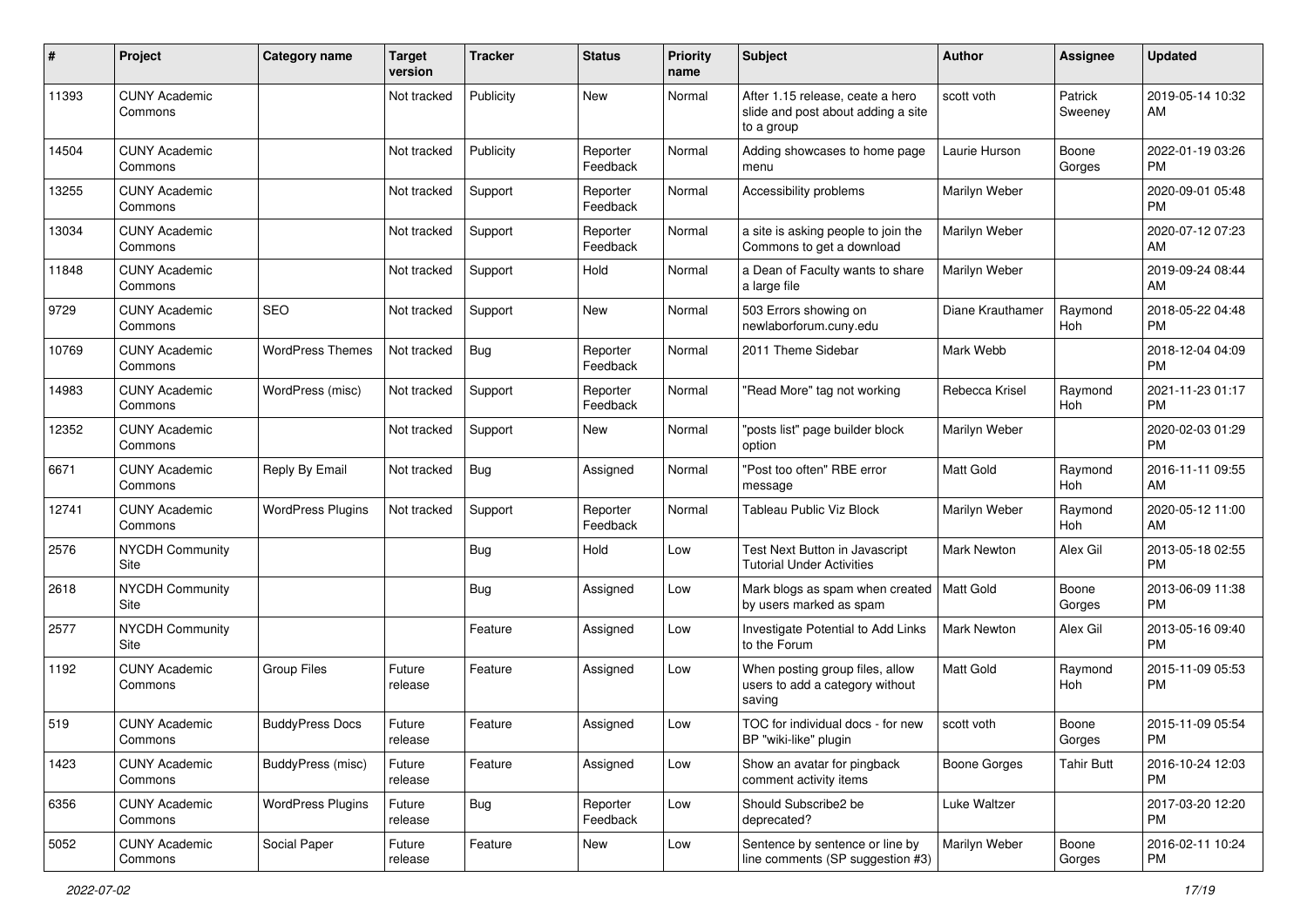| # | Project | Category name | Target version | Tracker | Status | Priority name | Subject | Author | Assignee | Updated |
|---|---|---|---|---|---|---|---|---|---|---|
| 11393 | CUNY Academic Commons | | Not tracked | Publicity | New | Normal | After 1.15 release, ceate a hero slide and post about adding a site to a group | scott voth | Patrick Sweeney | 2019-05-14 10:32 AM |
| 14504 | CUNY Academic Commons | | Not tracked | Publicity | Reporter Feedback | Normal | Adding showcases to home page menu | Laurie Hurson | Boone Gorges | 2022-01-19 03:26 PM |
| 13255 | CUNY Academic Commons | | Not tracked | Support | Reporter Feedback | Normal | Accessibility problems | Marilyn Weber | | 2020-09-01 05:48 PM |
| 13034 | CUNY Academic Commons | | Not tracked | Support | Reporter Feedback | Normal | a site is asking people to join the Commons to get a download | Marilyn Weber | | 2020-07-12 07:23 AM |
| 11848 | CUNY Academic Commons | | Not tracked | Support | Hold | Normal | a Dean of Faculty wants to share a large file | Marilyn Weber | | 2019-09-24 08:44 AM |
| 9729 | CUNY Academic Commons | SEO | Not tracked | Support | New | Normal | 503 Errors showing on newlaborforum.cuny.edu | Diane Krauthamer | Raymond Hoh | 2018-05-22 04:48 PM |
| 10769 | CUNY Academic Commons | WordPress Themes | Not tracked | Bug | Reporter Feedback | Normal | 2011 Theme Sidebar | Mark Webb | | 2018-12-04 04:09 PM |
| 14983 | CUNY Academic Commons | WordPress (misc) | Not tracked | Support | Reporter Feedback | Normal | "Read More" tag not working | Rebecca Krisel | Raymond Hoh | 2021-11-23 01:17 PM |
| 12352 | CUNY Academic Commons | | Not tracked | Support | New | Normal | "posts list" page builder block option | Marilyn Weber | | 2020-02-03 01:29 PM |
| 6671 | CUNY Academic Commons | Reply By Email | Not tracked | Bug | Assigned | Normal | "Post too often" RBE error message | Matt Gold | Raymond Hoh | 2016-11-11 09:55 AM |
| 12741 | CUNY Academic Commons | WordPress Plugins | Not tracked | Support | Reporter Feedback | Normal | Tableau Public Viz Block | Marilyn Weber | Raymond Hoh | 2020-05-12 11:00 AM |
| 2576 | NYCDH Community Site | | | Bug | Hold | Low | Test Next Button in Javascript Tutorial Under Activities | Mark Newton | Alex Gil | 2013-05-18 02:55 PM |
| 2618 | NYCDH Community Site | | | Bug | Assigned | Low | Mark blogs as spam when created by users marked as spam | Matt Gold | Boone Gorges | 2013-06-09 11:38 PM |
| 2577 | NYCDH Community Site | | | Feature | Assigned | Low | Investigate Potential to Add Links to the Forum | Mark Newton | Alex Gil | 2013-05-16 09:40 PM |
| 1192 | CUNY Academic Commons | Group Files | Future release | Feature | Assigned | Low | When posting group files, allow users to add a category without saving | Matt Gold | Raymond Hoh | 2015-11-09 05:53 PM |
| 519 | CUNY Academic Commons | BuddyPress Docs | Future release | Feature | Assigned | Low | TOC for individual docs - for new BP "wiki-like" plugin | scott voth | Boone Gorges | 2015-11-09 05:54 PM |
| 1423 | CUNY Academic Commons | BuddyPress (misc) | Future release | Feature | Assigned | Low | Show an avatar for pingback comment activity items | Boone Gorges | Tahir Butt | 2016-10-24 12:03 PM |
| 6356 | CUNY Academic Commons | WordPress Plugins | Future release | Bug | Reporter Feedback | Low | Should Subscribe2 be deprecated? | Luke Waltzer | | 2017-03-20 12:20 PM |
| 5052 | CUNY Academic Commons | Social Paper | Future release | Feature | New | Low | Sentence by sentence or line by line comments (SP suggestion #3) | Marilyn Weber | Boone Gorges | 2016-02-11 10:24 PM |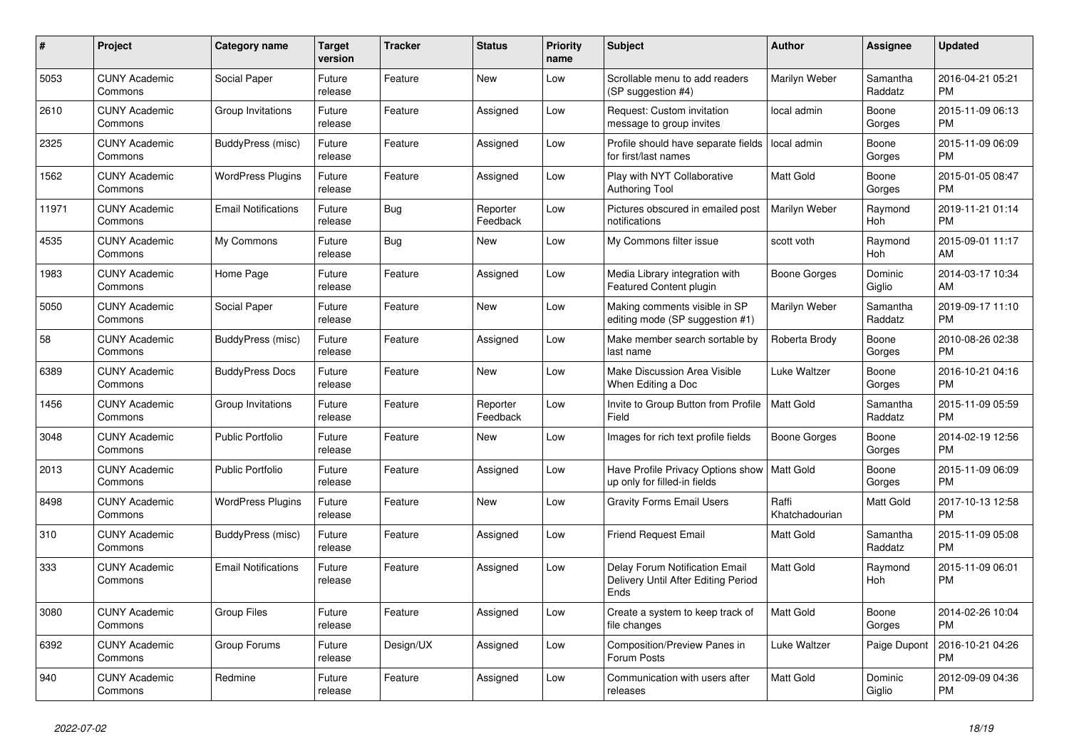| # | Project | Category name | Target version | Tracker | Status | Priority name | Subject | Author | Assignee | Updated |
|---|---|---|---|---|---|---|---|---|---|---|
| 5053 | CUNY Academic Commons | Social Paper | Future release | Feature | New | Low | Scrollable menu to add readers (SP suggestion #4) | Marilyn Weber | Samantha Raddatz | 2016-04-21 05:21 PM |
| 2610 | CUNY Academic Commons | Group Invitations | Future release | Feature | Assigned | Low | Request: Custom invitation message to group invites | local admin | Boone Gorges | 2015-11-09 06:13 PM |
| 2325 | CUNY Academic Commons | BuddyPress (misc) | Future release | Feature | Assigned | Low | Profile should have separate fields for first/last names | local admin | Boone Gorges | 2015-11-09 06:09 PM |
| 1562 | CUNY Academic Commons | WordPress Plugins | Future release | Feature | Assigned | Low | Play with NYT Collaborative Authoring Tool | Matt Gold | Boone Gorges | 2015-01-05 08:47 PM |
| 11971 | CUNY Academic Commons | Email Notifications | Future release | Bug | Reporter Feedback | Low | Pictures obscured in emailed post notifications | Marilyn Weber | Raymond Hoh | 2019-11-21 01:14 PM |
| 4535 | CUNY Academic Commons | My Commons | Future release | Bug | New | Low | My Commons filter issue | scott voth | Raymond Hoh | 2015-09-01 11:17 AM |
| 1983 | CUNY Academic Commons | Home Page | Future release | Feature | Assigned | Low | Media Library integration with Featured Content plugin | Boone Gorges | Dominic Giglio | 2014-03-17 10:34 AM |
| 5050 | CUNY Academic Commons | Social Paper | Future release | Feature | New | Low | Making comments visible in SP editing mode (SP suggestion #1) | Marilyn Weber | Samantha Raddatz | 2019-09-17 11:10 PM |
| 58 | CUNY Academic Commons | BuddyPress (misc) | Future release | Feature | Assigned | Low | Make member search sortable by last name | Roberta Brody | Boone Gorges | 2010-08-26 02:38 PM |
| 6389 | CUNY Academic Commons | BuddyPress Docs | Future release | Feature | New | Low | Make Discussion Area Visible When Editing a Doc | Luke Waltzer | Boone Gorges | 2016-10-21 04:16 PM |
| 1456 | CUNY Academic Commons | Group Invitations | Future release | Feature | Reporter Feedback | Low | Invite to Group Button from Profile Field | Matt Gold | Samantha Raddatz | 2015-11-09 05:59 PM |
| 3048 | CUNY Academic Commons | Public Portfolio | Future release | Feature | New | Low | Images for rich text profile fields | Boone Gorges | Boone Gorges | 2014-02-19 12:56 PM |
| 2013 | CUNY Academic Commons | Public Portfolio | Future release | Feature | Assigned | Low | Have Profile Privacy Options show up only for filled-in fields | Matt Gold | Boone Gorges | 2015-11-09 06:09 PM |
| 8498 | CUNY Academic Commons | WordPress Plugins | Future release | Feature | New | Low | Gravity Forms Email Users | Raffi Khatchadourian | Matt Gold | 2017-10-13 12:58 PM |
| 310 | CUNY Academic Commons | BuddyPress (misc) | Future release | Feature | Assigned | Low | Friend Request Email | Matt Gold | Samantha Raddatz | 2015-11-09 05:08 PM |
| 333 | CUNY Academic Commons | Email Notifications | Future release | Feature | Assigned | Low | Delay Forum Notification Email Delivery Until After Editing Period Ends | Matt Gold | Raymond Hoh | 2015-11-09 06:01 PM |
| 3080 | CUNY Academic Commons | Group Files | Future release | Feature | Assigned | Low | Create a system to keep track of file changes | Matt Gold | Boone Gorges | 2014-02-26 10:04 PM |
| 6392 | CUNY Academic Commons | Group Forums | Future release | Design/UX | Assigned | Low | Composition/Preview Panes in Forum Posts | Luke Waltzer | Paige Dupont | 2016-10-21 04:26 PM |
| 940 | CUNY Academic Commons | Redmine | Future release | Feature | Assigned | Low | Communication with users after releases | Matt Gold | Dominic Giglio | 2012-09-09 04:36 PM |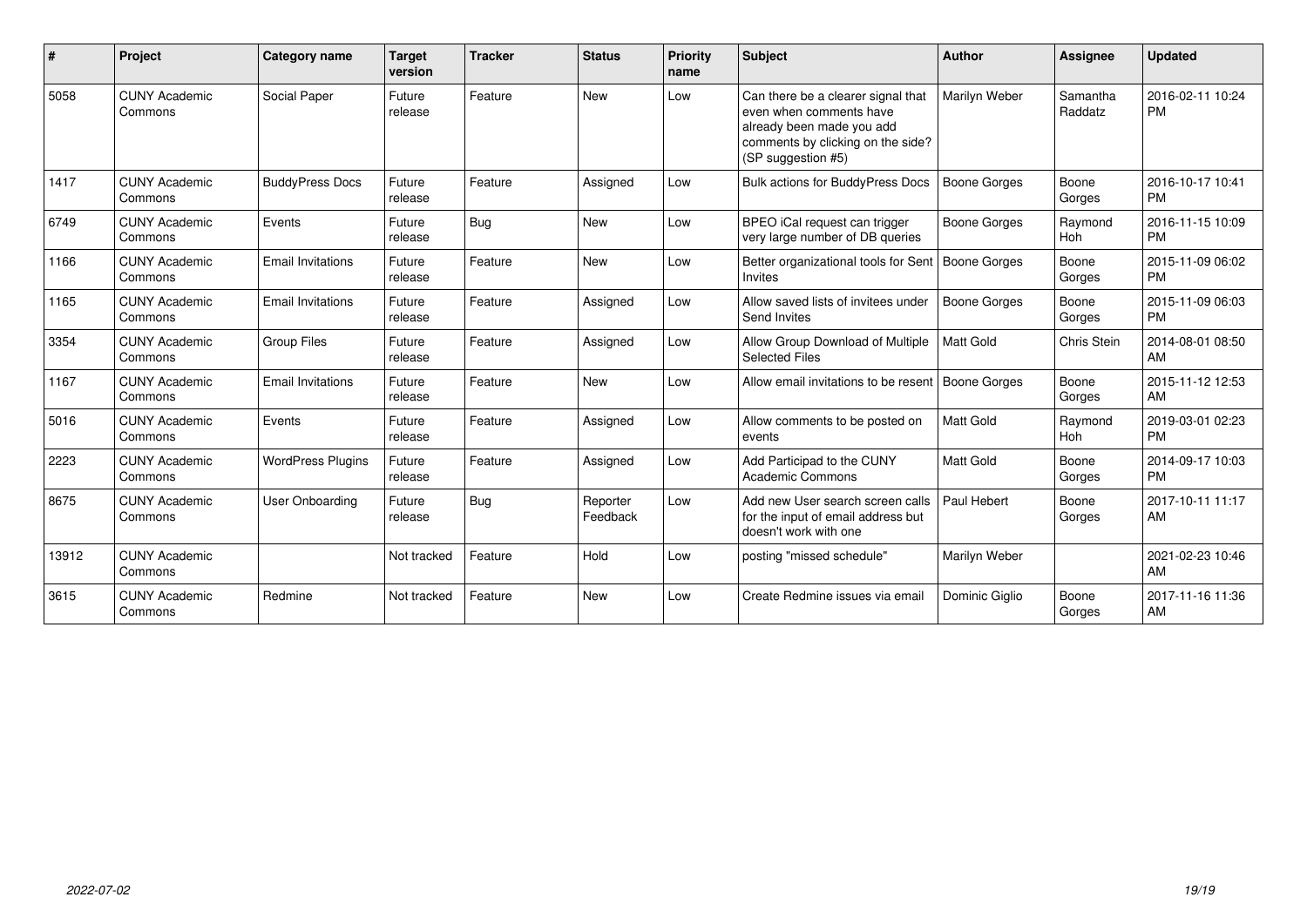| # | Project | Category name | Target version | Tracker | Status | Priority name | Subject | Author | Assignee | Updated |
|---|---|---|---|---|---|---|---|---|---|---|
| 5058 | CUNY Academic Commons | Social Paper | Future release | Feature | New | Low | Can there be a clearer signal that even when comments have already been made you add comments by clicking on the side? (SP suggestion #5) | Marilyn Weber | Samantha Raddatz | 2016-02-11 10:24 PM |
| 1417 | CUNY Academic Commons | BuddyPress Docs | Future release | Feature | Assigned | Low | Bulk actions for BuddyPress Docs | Boone Gorges | Boone Gorges | 2016-10-17 10:41 PM |
| 6749 | CUNY Academic Commons | Events | Future release | Bug | New | Low | BPEO iCal request can trigger very large number of DB queries | Boone Gorges | Raymond Hoh | 2016-11-15 10:09 PM |
| 1166 | CUNY Academic Commons | Email Invitations | Future release | Feature | New | Low | Better organizational tools for Sent Invites | Boone Gorges | Boone Gorges | 2015-11-09 06:02 PM |
| 1165 | CUNY Academic Commons | Email Invitations | Future release | Feature | Assigned | Low | Allow saved lists of invitees under Send Invites | Boone Gorges | Boone Gorges | 2015-11-09 06:03 PM |
| 3354 | CUNY Academic Commons | Group Files | Future release | Feature | Assigned | Low | Allow Group Download of Multiple Selected Files | Matt Gold | Chris Stein | 2014-08-01 08:50 AM |
| 1167 | CUNY Academic Commons | Email Invitations | Future release | Feature | New | Low | Allow email invitations to be resent | Boone Gorges | Boone Gorges | 2015-11-12 12:53 AM |
| 5016 | CUNY Academic Commons | Events | Future release | Feature | Assigned | Low | Allow comments to be posted on events | Matt Gold | Raymond Hoh | 2019-03-01 02:23 PM |
| 2223 | CUNY Academic Commons | WordPress Plugins | Future release | Feature | Assigned | Low | Add Participad to the CUNY Academic Commons | Matt Gold | Boone Gorges | 2014-09-17 10:03 PM |
| 8675 | CUNY Academic Commons | User Onboarding | Future release | Bug | Reporter Feedback | Low | Add new User search screen calls for the input of email address but doesn't work with one | Paul Hebert | Boone Gorges | 2017-10-11 11:17 AM |
| 13912 | CUNY Academic Commons | | Not tracked | Feature | Hold | Low | posting "missed schedule" | Marilyn Weber | | 2021-02-23 10:46 AM |
| 3615 | CUNY Academic Commons | Redmine | Not tracked | Feature | New | Low | Create Redmine issues via email | Dominic Giglio | Boone Gorges | 2017-11-16 11:36 AM |